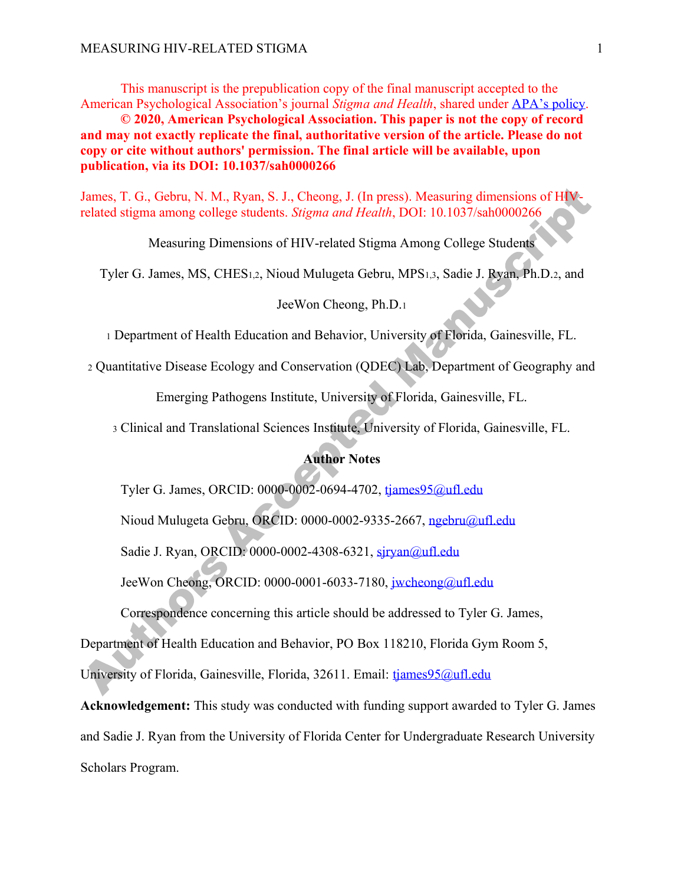This manuscript is the prepublication copy of the final manuscript accepted to the American Psychological Association's journal *Stigma and Health*, shared under [APA's policy](APA's policy).

**© 2020, American Psychological Association. This paper is not the copy of record and may not exactly replicate the final, authoritative version of the article. Please do not copy or cite without authors' permission. The final article will be available, upon publication, via its DOI: 10.1037/sah0000266**

James, T. G., Gebru, N. M., Ryan, S. J., Cheong, J. (In press). Measuring dimensions of HIV-related stigma among college students. *Stigma and Health*, DOI: 10.1037/sah0000266

# Measuring Dimensions of HIV-related Stigma Among College Students

Tyler G. James, MS, CHES[1,2], Nioud Mulugeta Gebru, MPS[1,3], Sadie J. Ryan, Ph.D.[2], and JeeWon Cheong, Ph.D.[1]

[1] Department of Health Education and Behavior, University of Florida, Gainesville, FL.

[2] Quantitative Disease Ecology and Conservation (QDEC) Lab, Department of Geography and Emerging Pathogens Institute, University of Florida, Gainesville, FL.

[3] Clinical and Translational Sciences Institute, University of Florida, Gainesville, FL.

**Author Notes**

Tyler G. James, ORCID: 0000-0002-0694-4702, tjames95@ufl.edu

Nioud Mulugeta Gebru, ORCID: 0000-0002-9335-2667, ngebru@ufl.edu

Sadie J. Ryan, ORCID: 0000-0002-4308-6321, sjryan@ufl.edu

JeeWon Cheong, ORCID: 0000-0001-6033-7180, jwcheong@ufl.edu

Correspondence concerning this article should be addressed to Tyler G. James, Department of Health Education and Behavior, PO Box 118210, Florida Gym Room 5, University of Florida, Gainesville, Florida, 32611. Email: tjames95@ufl.edu

**Acknowledgement:** This study was conducted with funding support awarded to Tyler G. James and Sadie J. Ryan from the University of Florida Center for Undergraduate Research University Scholars Program.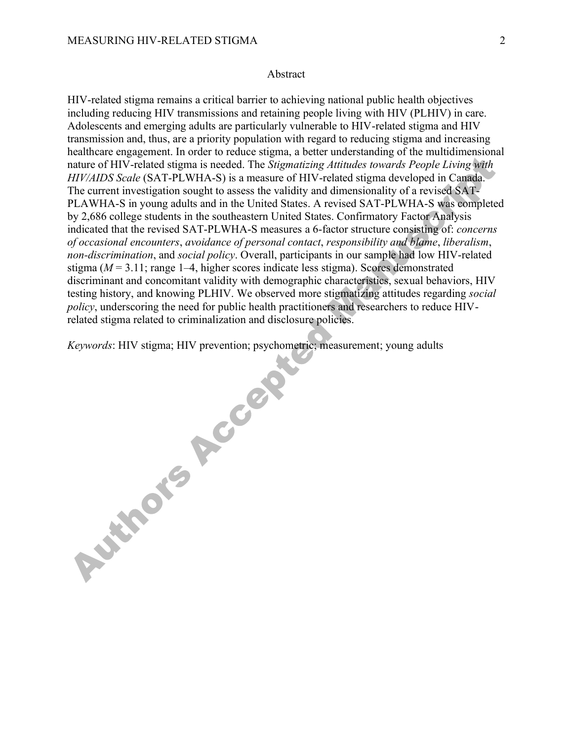## Abstract

HIV-related stigma remains a critical barrier to achieving national public health objectives including reducing HIV transmissions and retaining people living with HIV (PLHIV) in care. Adolescents and emerging adults are particularly vulnerable to HIV-related stigma and HIV transmission and, thus, are a priority population with regard to reducing stigma and increasing healthcare engagement. In order to reduce stigma, a better understanding of the multidimensional nature of HIV-related stigma is needed. The *Stigmatizing Attitudes towards People Living with HIV/AIDS Scale* (SAT-PLWHA-S) is a measure of HIV-related stigma developed in Canada. The current investigation sought to assess the validity and dimensionality of a revised SAT-PLAWHA-S in young adults and in the United States. A revised SAT-PLWHA-S was completed by 2,686 college students in the southeastern United States. Confirmatory Factor Analysis indicated that the revised SAT-PLWHA-S measures a 6-factor structure consisting of: *concerns of occasional encounters*, *avoidance of personal contact*, *responsibility and blame*, *liberalism*, *non-discrimination*, and *social policy*. Overall, participants in our sample had low HIV-related stigma ($M$ = 3.11; range 1–4, higher scores indicate less stigma). Scores demonstrated discriminant and concomitant validity with demographic characteristics, sexual behaviors, HIV testing history, and knowing PLHIV. We observed more stigmatizing attitudes regarding *social policy*, underscoring the need for public health practitioners and researchers to reduce HIV-related stigma related to criminalization and disclosure policies.

*Keywords*: HIV stigma; HIV prevention; psychometric; measurement; young adults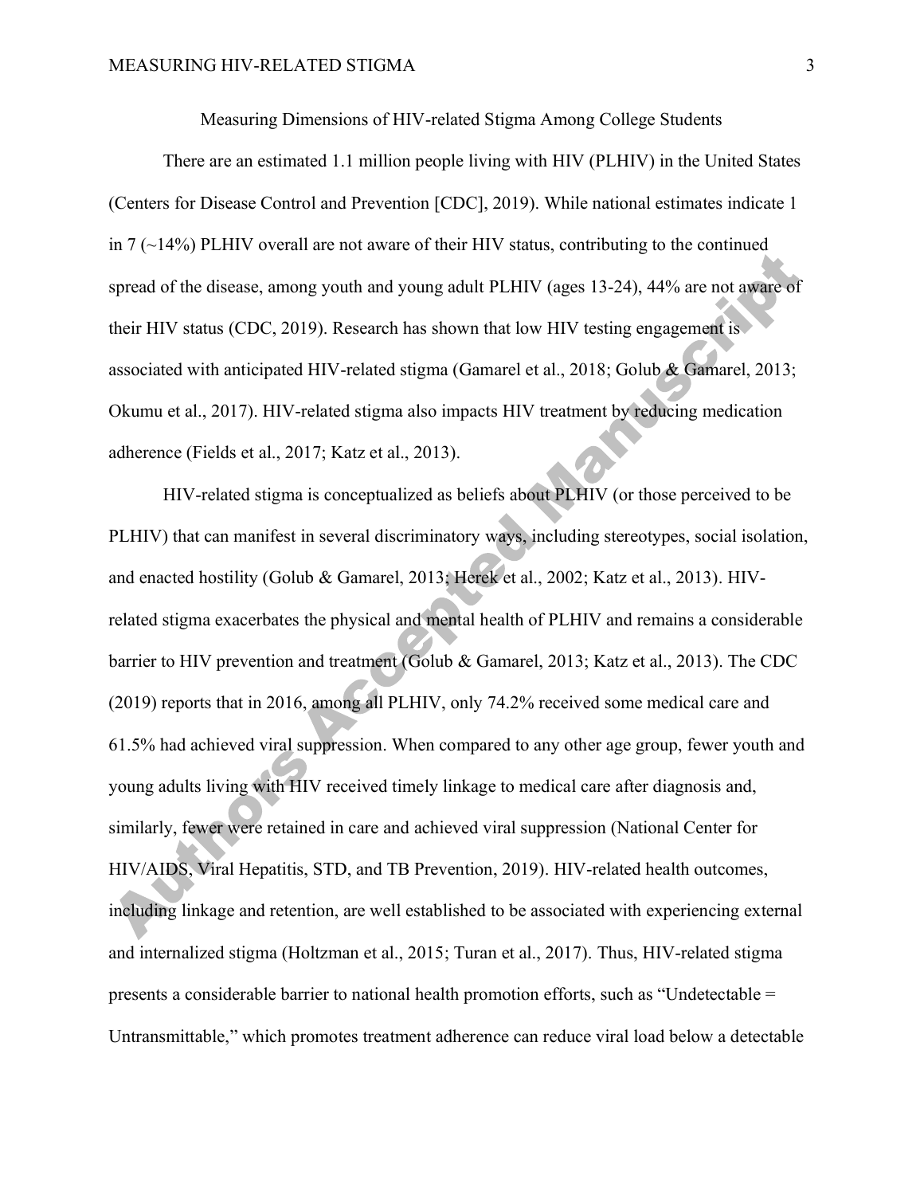# Measuring Dimensions of HIV-related Stigma Among College Students

There are an estimated 1.1 million people living with HIV (PLHIV) in the United States (Centers for Disease Control and Prevention [CDC], 2019). While national estimates indicate 1 in 7 (~14%) PLHIV overall are not aware of their HIV status, contributing to the continued spread of the disease, among youth and young adult PLHIV (ages 13-24), 44% are not aware of their HIV status (CDC, 2019). Research has shown that low HIV testing engagement is associated with anticipated HIV-related stigma (Gamarel et al., 2018; Golub & Gamarel, 2013; Okumu et al., 2017). HIV-related stigma also impacts HIV treatment by reducing medication adherence (Fields et al., 2017; Katz et al., 2013).

HIV-related stigma is conceptualized as beliefs about PLHIV (or those perceived to be PLHIV) that can manifest in several discriminatory ways, including stereotypes, social isolation, and enacted hostility (Golub & Gamarel, 2013; Herek et al., 2002; Katz et al., 2013). HIV-related stigma exacerbates the physical and mental health of PLHIV and remains a considerable barrier to HIV prevention and treatment (Golub & Gamarel, 2013; Katz et al., 2013). The CDC (2019) reports that in 2016, among all PLHIV, only 74.2% received some medical care and 61.5% had achieved viral suppression. When compared to any other age group, fewer youth and young adults living with HIV received timely linkage to medical care after diagnosis and, similarly, fewer were retained in care and achieved viral suppression (National Center for HIV/AIDS, Viral Hepatitis, STD, and TB Prevention, 2019). HIV-related health outcomes, including linkage and retention, are well established to be associated with experiencing external and internalized stigma (Holtzman et al., 2015; Turan et al., 2017). Thus, HIV-related stigma presents a considerable barrier to national health promotion efforts, such as "Undetectable = Untransmittable," which promotes treatment adherence can reduce viral load below a detectable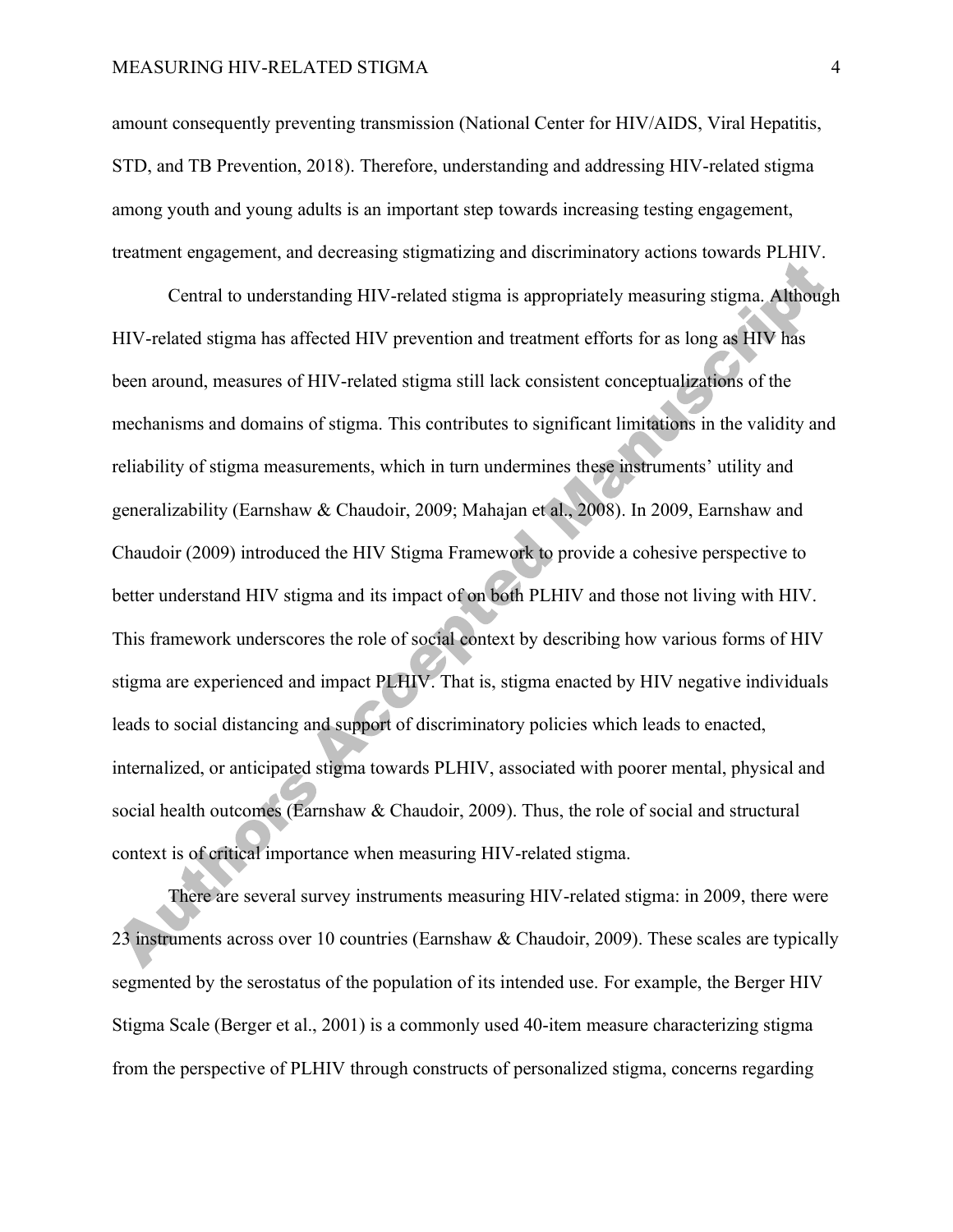amount consequently preventing transmission (National Center for HIV/AIDS, Viral Hepatitis, STD, and TB Prevention, 2018). Therefore, understanding and addressing HIV-related stigma among youth and young adults is an important step towards increasing testing engagement, treatment engagement, and decreasing stigmatizing and discriminatory actions towards PLHIV.

Central to understanding HIV-related stigma is appropriately measuring stigma. Although HIV-related stigma has affected HIV prevention and treatment efforts for as long as HIV has been around, measures of HIV-related stigma still lack consistent conceptualizations of the mechanisms and domains of stigma. This contributes to significant limitations in the validity and reliability of stigma measurements, which in turn undermines these instruments' utility and generalizability (Earnshaw & Chaudoir, 2009; Mahajan et al., 2008). In 2009, Earnshaw and Chaudoir (2009) introduced the HIV Stigma Framework to provide a cohesive perspective to better understand HIV stigma and its impact of on both PLHIV and those not living with HIV. This framework underscores the role of social context by describing how various forms of HIV stigma are experienced and impact PLHIV. That is, stigma enacted by HIV negative individuals leads to social distancing and support of discriminatory policies which leads to enacted, internalized, or anticipated stigma towards PLHIV, associated with poorer mental, physical and social health outcomes (Earnshaw & Chaudoir, 2009). Thus, the role of social and structural context is of critical importance when measuring HIV-related stigma.

There are several survey instruments measuring HIV-related stigma: in 2009, there were 23 instruments across over 10 countries (Earnshaw & Chaudoir, 2009). These scales are typically segmented by the serostatus of the population of its intended use. For example, the Berger HIV Stigma Scale (Berger et al., 2001) is a commonly used 40-item measure characterizing stigma from the perspective of PLHIV through constructs of personalized stigma, concerns regarding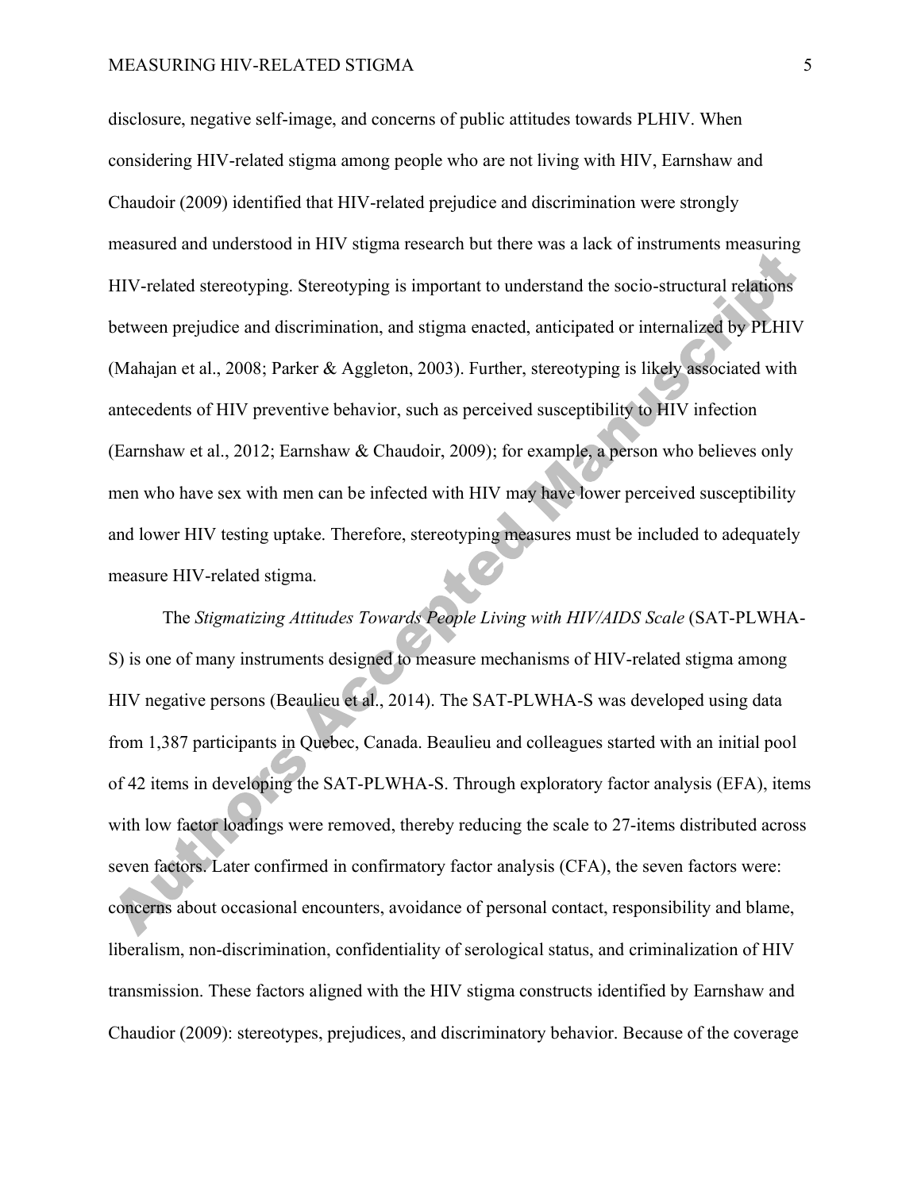disclosure, negative self-image, and concerns of public attitudes towards PLHIV. When considering HIV-related stigma among people who are not living with HIV, Earnshaw and Chaudoir (2009) identified that HIV-related prejudice and discrimination were strongly measured and understood in HIV stigma research but there was a lack of instruments measuring HIV-related stereotyping. Stereotyping is important to understand the socio-structural relations between prejudice and discrimination, and stigma enacted, anticipated or internalized by PLHIV (Mahajan et al., 2008; Parker & Aggleton, 2003). Further, stereotyping is likely associated with antecedents of HIV preventive behavior, such as perceived susceptibility to HIV infection (Earnshaw et al., 2012; Earnshaw & Chaudoir, 2009); for example, a person who believes only men who have sex with men can be infected with HIV may have lower perceived susceptibility and lower HIV testing uptake. Therefore, stereotyping measures must be included to adequately measure HIV-related stigma.

The *Stigmatizing Attitudes Towards People Living with HIV/AIDS Scale* (SAT-PLWHA-S) is one of many instruments designed to measure mechanisms of HIV-related stigma among HIV negative persons (Beaulieu et al., 2014). The SAT-PLWHA-S was developed using data from 1,387 participants in Quebec, Canada. Beaulieu and colleagues started with an initial pool of 42 items in developing the SAT-PLWHA-S. Through exploratory factor analysis (EFA), items with low factor loadings were removed, thereby reducing the scale to 27-items distributed across seven factors. Later confirmed in confirmatory factor analysis (CFA), the seven factors were: concerns about occasional encounters, avoidance of personal contact, responsibility and blame, liberalism, non-discrimination, confidentiality of serological status, and criminalization of HIV transmission. These factors aligned with the HIV stigma constructs identified by Earnshaw and Chaudior (2009): stereotypes, prejudices, and discriminatory behavior. Because of the coverage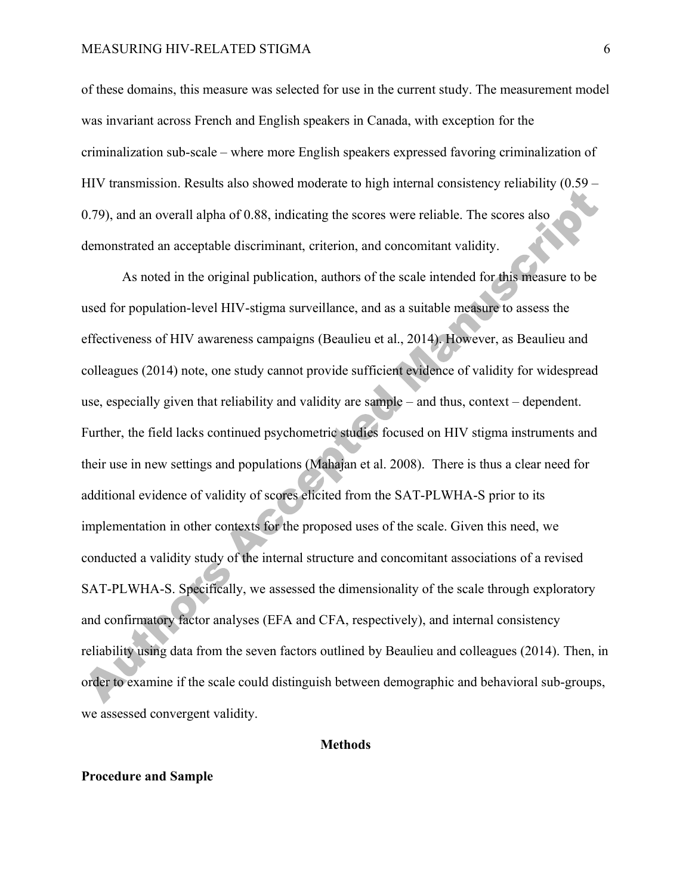of these domains, this measure was selected for use in the current study. The measurement model was invariant across French and English speakers in Canada, with exception for the criminalization sub-scale – where more English speakers expressed favoring criminalization of HIV transmission. Results also showed moderate to high internal consistency reliability (0.59 – 0.79), and an overall alpha of 0.88, indicating the scores were reliable. The scores also demonstrated an acceptable discriminant, criterion, and concomitant validity.

As noted in the original publication, authors of the scale intended for this measure to be used for population-level HIV-stigma surveillance, and as a suitable measure to assess the effectiveness of HIV awareness campaigns (Beaulieu et al., 2014). However, as Beaulieu and colleagues (2014) note, one study cannot provide sufficient evidence of validity for widespread use, especially given that reliability and validity are sample – and thus, context – dependent. Further, the field lacks continued psychometric studies focused on HIV stigma instruments and their use in new settings and populations (Mahajan et al. 2008). There is thus a clear need for additional evidence of validity of scores elicited from the SAT-PLWHA-S prior to its implementation in other contexts for the proposed uses of the scale. Given this need, we conducted a validity study of the internal structure and concomitant associations of a revised SAT-PLWHA-S. Specifically, we assessed the dimensionality of the scale through exploratory and confirmatory factor analyses (EFA and CFA, respectively), and internal consistency reliability using data from the seven factors outlined by Beaulieu and colleagues (2014). Then, in order to examine if the scale could distinguish between demographic and behavioral sub-groups, we assessed convergent validity.

## Methods

### Procedure and Sample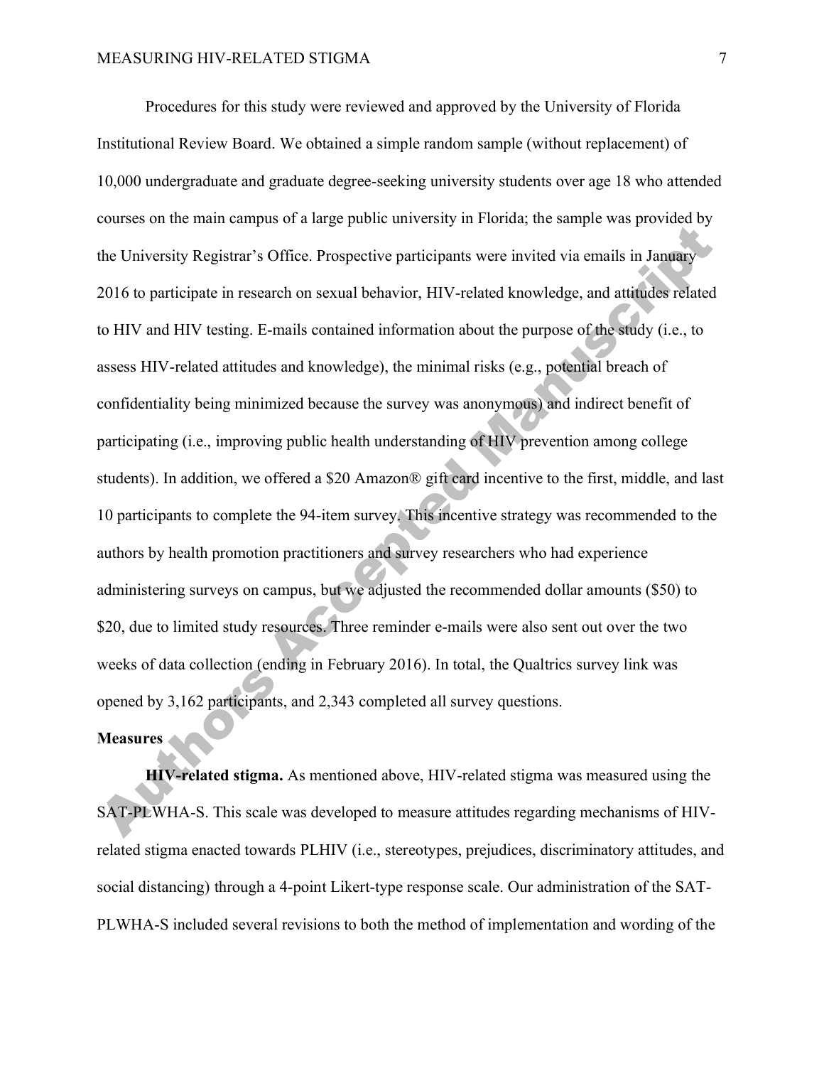Procedures for this study were reviewed and approved by the University of Florida Institutional Review Board. We obtained a simple random sample (without replacement) of 10,000 undergraduate and graduate degree-seeking university students over age 18 who attended courses on the main campus of a large public university in Florida; the sample was provided by the University Registrar's Office. Prospective participants were invited via emails in January 2016 to participate in research on sexual behavior, HIV-related knowledge, and attitudes related to HIV and HIV testing. E-mails contained information about the purpose of the study (i.e., to assess HIV-related attitudes and knowledge), the minimal risks (e.g., potential breach of confidentiality being minimized because the survey was anonymous) and indirect benefit of participating (i.e., improving public health understanding of HIV prevention among college students). In addition, we offered a $20 Amazon® gift card incentive to the first, middle, and last 10 participants to complete the 94-item survey. This incentive strategy was recommended to the authors by health promotion practitioners and survey researchers who had experience administering surveys on campus, but we adjusted the recommended dollar amounts ($50) to $20, due to limited study resources. Three reminder e-mails were also sent out over the two weeks of data collection (ending in February 2016). In total, the Qualtrics survey link was opened by 3,162 participants, and 2,343 completed all survey questions.

## Measures

**HIV-related stigma.** As mentioned above, HIV-related stigma was measured using the SAT-PLWHA-S. This scale was developed to measure attitudes regarding mechanisms of HIV-related stigma enacted towards PLHIV (i.e., stereotypes, prejudices, discriminatory attitudes, and social distancing) through a 4-point Likert-type response scale. Our administration of the SAT-PLWHA-S included several revisions to both the method of implementation and wording of the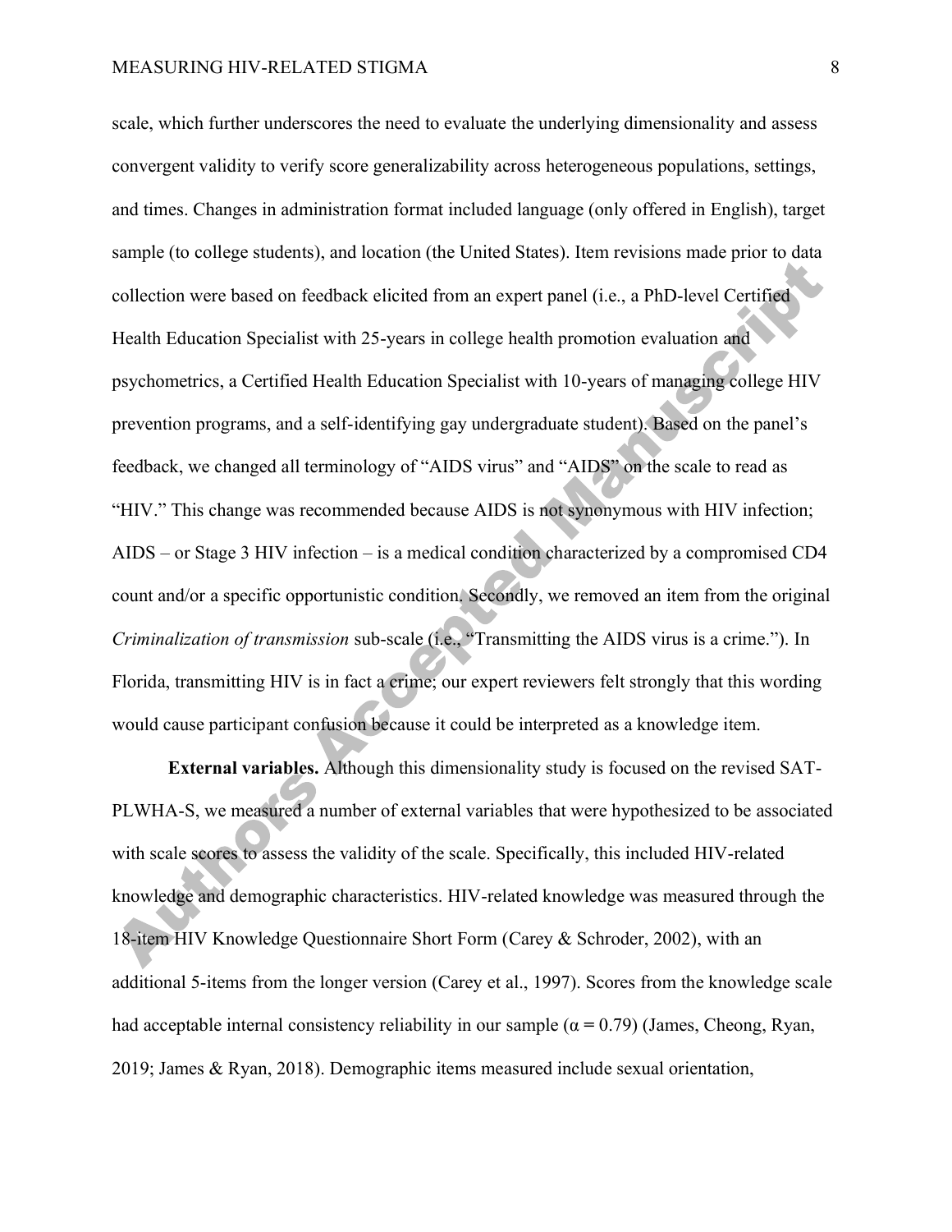scale, which further underscores the need to evaluate the underlying dimensionality and assess convergent validity to verify score generalizability across heterogeneous populations, settings, and times. Changes in administration format included language (only offered in English), target sample (to college students), and location (the United States). Item revisions made prior to data collection were based on feedback elicited from an expert panel (i.e., a PhD-level Certified Health Education Specialist with 25-years in college health promotion evaluation and psychometrics, a Certified Health Education Specialist with 10-years of managing college HIV prevention programs, and a self-identifying gay undergraduate student). Based on the panel's feedback, we changed all terminology of "AIDS virus" and "AIDS" on the scale to read as "HIV." This change was recommended because AIDS is not synonymous with HIV infection; AIDS – or Stage 3 HIV infection – is a medical condition characterized by a compromised CD4 count and/or a specific opportunistic condition. Secondly, we removed an item from the original *Criminalization of transmission* sub-scale (i.e., "Transmitting the AIDS virus is a crime."). In Florida, transmitting HIV is in fact a crime; our expert reviewers felt strongly that this wording would cause participant confusion because it could be interpreted as a knowledge item.

**External variables.** Although this dimensionality study is focused on the revised SAT-PLWHA-S, we measured a number of external variables that were hypothesized to be associated with scale scores to assess the validity of the scale. Specifically, this included HIV-related knowledge and demographic characteristics. HIV-related knowledge was measured through the 18-item HIV Knowledge Questionnaire Short Form (Carey & Schroder, 2002), with an additional 5-items from the longer version (Carey et al., 1997). Scores from the knowledge scale had acceptable internal consistency reliability in our sample ($\alpha = 0.79$) (James, Cheong, Ryan, 2019; James & Ryan, 2018). Demographic items measured include sexual orientation,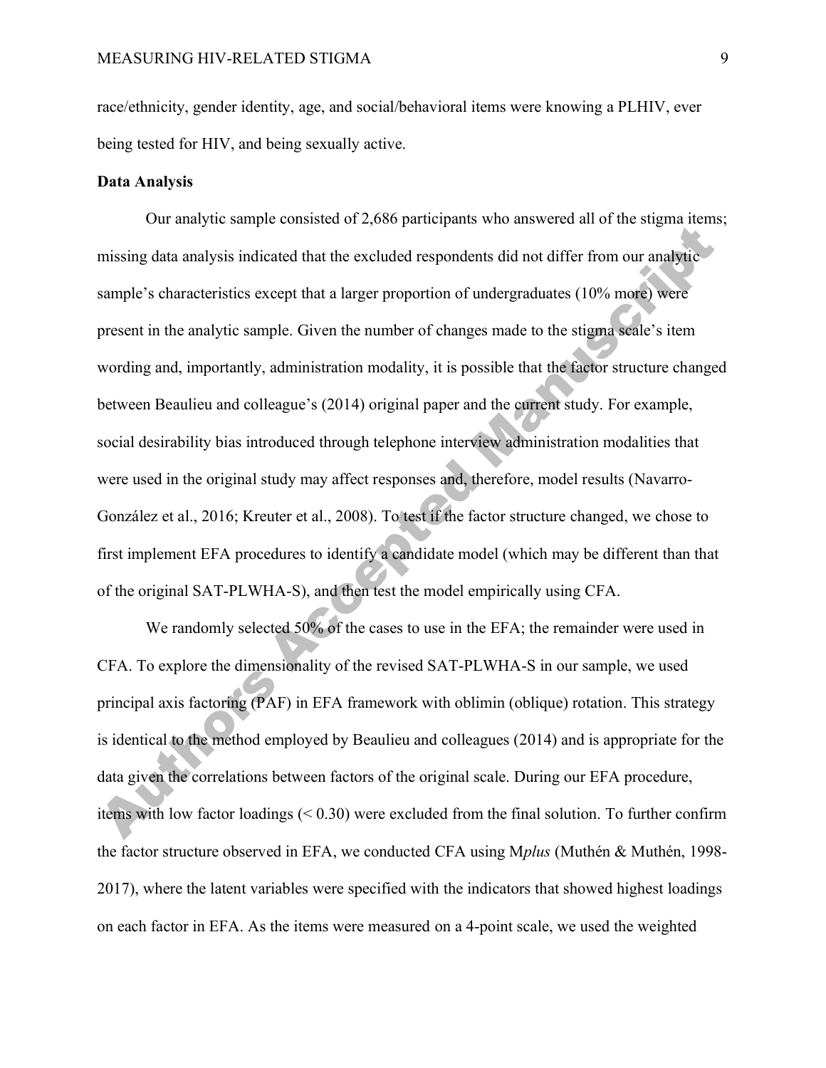race/ethnicity, gender identity, age, and social/behavioral items were knowing a PLHIV, ever being tested for HIV, and being sexually active.

**Data Analysis**

Our analytic sample consisted of 2,686 participants who answered all of the stigma items; missing data analysis indicated that the excluded respondents did not differ from our analytic sample's characteristics except that a larger proportion of undergraduates (10% more) were present in the analytic sample. Given the number of changes made to the stigma scale's item wording and, importantly, administration modality, it is possible that the factor structure changed between Beaulieu and colleague's (2014) original paper and the current study. For example, social desirability bias introduced through telephone interview administration modalities that were used in the original study may affect responses and, therefore, model results (Navarro-González et al., 2016; Kreuter et al., 2008). To test if the factor structure changed, we chose to first implement EFA procedures to identify a candidate model (which may be different than that of the original SAT-PLWHA-S), and then test the model empirically using CFA.

We randomly selected 50% of the cases to use in the EFA; the remainder were used in CFA. To explore the dimensionality of the revised SAT-PLWHA-S in our sample, we used principal axis factoring (PAF) in EFA framework with oblimin (oblique) rotation. This strategy is identical to the method employed by Beaulieu and colleagues (2014) and is appropriate for the data given the correlations between factors of the original scale. During our EFA procedure, items with low factor loadings (< 0.30) were excluded from the final solution. To further confirm the factor structure observed in EFA, we conducted CFA using M*plus* (Muthén & Muthén, 1998-2017), where the latent variables were specified with the indicators that showed highest loadings on each factor in EFA. As the items were measured on a 4-point scale, we used the weighted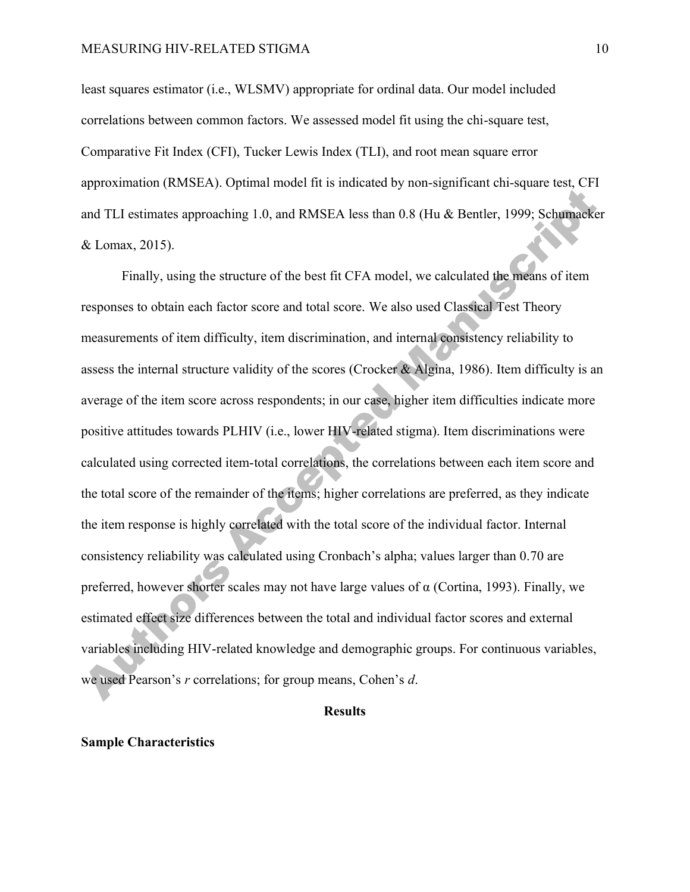least squares estimator (i.e., WLSMV) appropriate for ordinal data. Our model included correlations between common factors. We assessed model fit using the chi-square test, Comparative Fit Index (CFI), Tucker Lewis Index (TLI), and root mean square error approximation (RMSEA). Optimal model fit is indicated by non-significant chi-square test, CFI and TLI estimates approaching 1.0, and RMSEA less than 0.8 (Hu & Bentler, 1999; Schumacker & Lomax, 2015).

Finally, using the structure of the best fit CFA model, we calculated the means of item responses to obtain each factor score and total score. We also used Classical Test Theory measurements of item difficulty, item discrimination, and internal consistency reliability to assess the internal structure validity of the scores (Crocker & Algina, 1986). Item difficulty is an average of the item score across respondents; in our case, higher item difficulties indicate more positive attitudes towards PLHIV (i.e., lower HIV-related stigma). Item discriminations were calculated using corrected item-total correlations, the correlations between each item score and the total score of the remainder of the items; higher correlations are preferred, as they indicate the item response is highly correlated with the total score of the individual factor. Internal consistency reliability was calculated using Cronbach's alpha; values larger than 0.70 are preferred, however shorter scales may not have large values of $\alpha$ (Cortina, 1993). Finally, we estimated effect size differences between the total and individual factor scores and external variables including HIV-related knowledge and demographic groups. For continuous variables, we used Pearson's $r$ correlations; for group means, Cohen's $d$.

## Results

### Sample Characteristics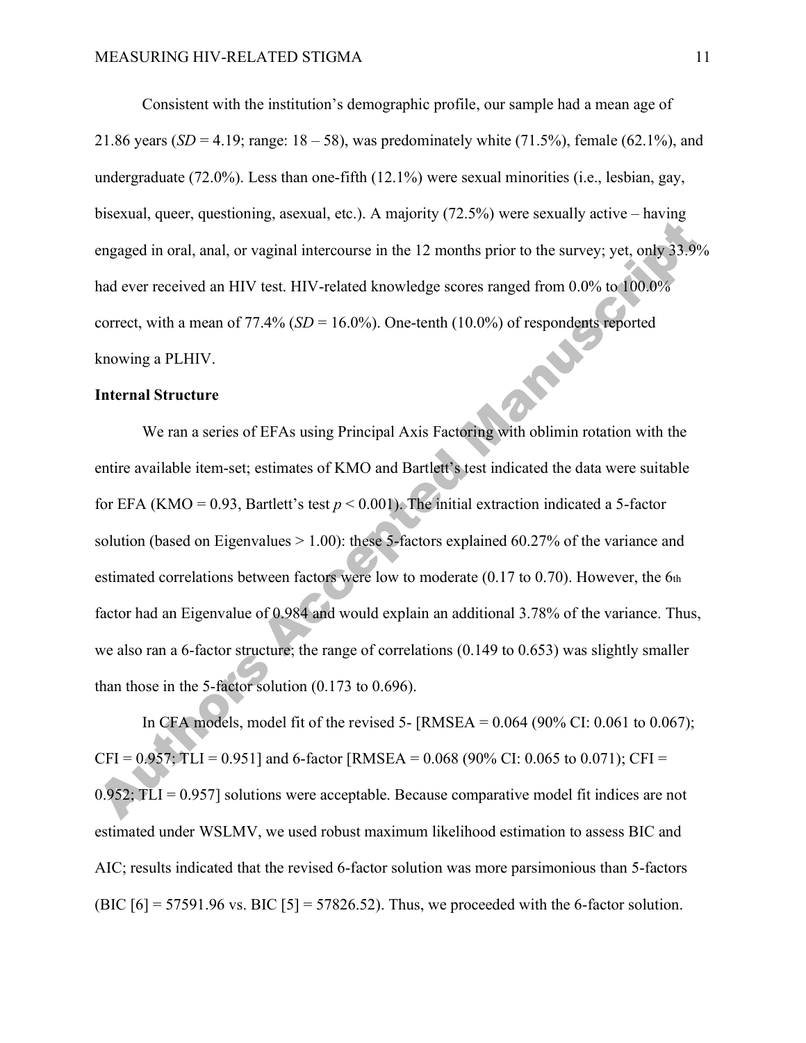Consistent with the institution's demographic profile, our sample had a mean age of 21.86 years (*SD* = 4.19; range: 18 – 58), was predominately white (71.5%), female (62.1%), and undergraduate (72.0%). Less than one-fifth (12.1%) were sexual minorities (i.e., lesbian, gay, bisexual, queer, questioning, asexual, etc.). A majority (72.5%) were sexually active – having engaged in oral, anal, or vaginal intercourse in the 12 months prior to the survey; yet, only 33.9% had ever received an HIV test. HIV-related knowledge scores ranged from 0.0% to 100.0% correct, with a mean of 77.4% (*SD* = 16.0%). One-tenth (10.0%) of respondents reported knowing a PLHIV.

**Internal Structure**

We ran a series of EFAs using Principal Axis Factoring with oblimin rotation with the entire available item-set; estimates of KMO and Bartlett's test indicated the data were suitable for EFA (KMO = 0.93, Bartlett's test $p < 0.001$). The initial extraction indicated a 5-factor solution (based on Eigenvalues > 1.00): these 5-factors explained 60.27% of the variance and estimated correlations between factors were low to moderate (0.17 to 0.70). However, the 6th factor had an Eigenvalue of 0.984 and would explain an additional 3.78% of the variance. Thus, we also ran a 6-factor structure; the range of correlations (0.149 to 0.653) was slightly smaller than those in the 5-factor solution (0.173 to 0.696).

In CFA models, model fit of the revised 5- [RMSEA = 0.064 (90% CI: 0.061 to 0.067); CFI = 0.957; TLI = 0.951] and 6-factor [RMSEA = 0.068 (90% CI: 0.065 to 0.071); CFI = 0.952; TLI = 0.957] solutions were acceptable. Because comparative model fit indices are not estimated under WSLMV, we used robust maximum likelihood estimation to assess BIC and AIC; results indicated that the revised 6-factor solution was more parsimonious than 5-factors (BIC [6] = 57591.96 vs. BIC [5] = 57826.52). Thus, we proceeded with the 6-factor solution.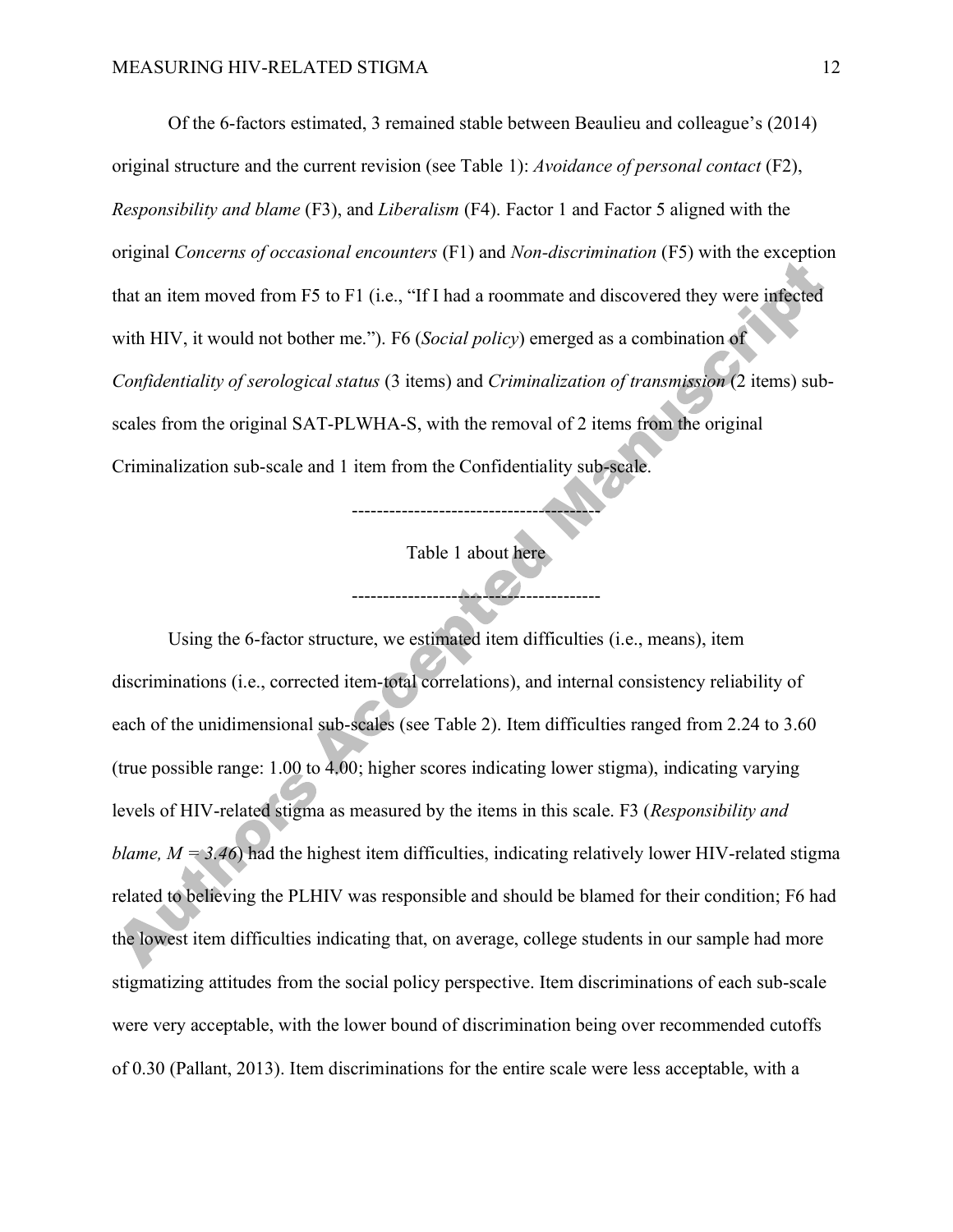Of the 6-factors estimated, 3 remained stable between Beaulieu and colleague's (2014) original structure and the current revision (see Table 1): *Avoidance of personal contact* (F2), *Responsibility and blame* (F3), and *Liberalism* (F4). Factor 1 and Factor 5 aligned with the original *Concerns of occasional encounters* (F1) and *Non-discrimination* (F5) with the exception that an item moved from F5 to F1 (i.e., "If I had a roommate and discovered they were infected with HIV, it would not bother me."). F6 (*Social policy*) emerged as a combination of *Confidentiality of serological status* (3 items) and *Criminalization of transmission* (2 items) sub-scales from the original SAT-PLWHA-S, with the removal of 2 items from the original Criminalization sub-scale and 1 item from the Confidentiality sub-scale.

---

Table 1 about here

---

Using the 6-factor structure, we estimated item difficulties (i.e., means), item discriminations (i.e., corrected item-total correlations), and internal consistency reliability of each of the unidimensional sub-scales (see Table 2). Item difficulties ranged from 2.24 to 3.60 (true possible range: 1.00 to 4.00; higher scores indicating lower stigma), indicating varying levels of HIV-related stigma as measured by the items in this scale. F3 (*Responsibility and blame, $M = 3.46$*) had the highest item difficulties, indicating relatively lower HIV-related stigma related to believing the PLHIV was responsible and should be blamed for their condition; F6 had the lowest item difficulties indicating that, on average, college students in our sample had more stigmatizing attitudes from the social policy perspective. Item discriminations of each sub-scale were very acceptable, with the lower bound of discrimination being over recommended cutoffs of 0.30 (Pallant, 2013). Item discriminations for the entire scale were less acceptable, with a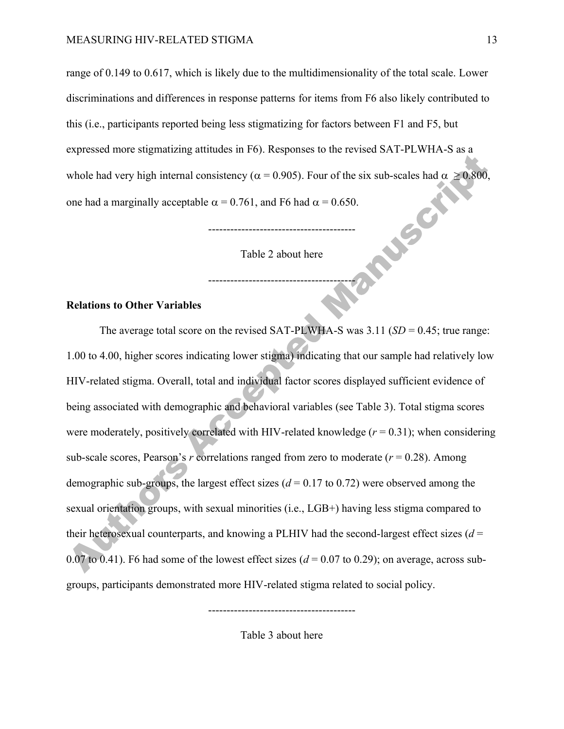range of 0.149 to 0.617, which is likely due to the multidimensionality of the total scale. Lower discriminations and differences in response patterns for items from F6 also likely contributed to this (i.e., participants reported being less stigmatizing for factors between F1 and F5, but expressed more stigmatizing attitudes in F6). Responses to the revised SAT-PLWHA-S as a whole had very high internal consistency ($\alpha = 0.905$). Four of the six sub-scales had $\alpha \geq 0.800$, one had a marginally acceptable $\alpha = 0.761$, and F6 had $\alpha = 0.650$.

---------------------------------------

Table 2 about here

---------------------------------------

**Relations to Other Variables**

The average total score on the revised SAT-PLWHA-S was 3.11 (*SD* = 0.45; true range: 1.00 to 4.00, higher scores indicating lower stigma) indicating that our sample had relatively low HIV-related stigma. Overall, total and individual factor scores displayed sufficient evidence of being associated with demographic and behavioral variables (see Table 3). Total stigma scores were moderately, positively correlated with HIV-related knowledge ($r = 0.31$); when considering sub-scale scores, Pearson's $r$ correlations ranged from zero to moderate ($r = 0.28$). Among demographic sub-groups, the largest effect sizes ($d = 0.17$ to $0.72$) were observed among the sexual orientation groups, with sexual minorities (i.e., LGB+) having less stigma compared to their heterosexual counterparts, and knowing a PLHIV had the second-largest effect sizes ($d = 0.07$ to $0.41$). F6 had some of the lowest effect sizes ($d = 0.07$ to $0.29$); on average, across sub-groups, participants demonstrated more HIV-related stigma related to social policy.

---------------------------------------

Table 3 about here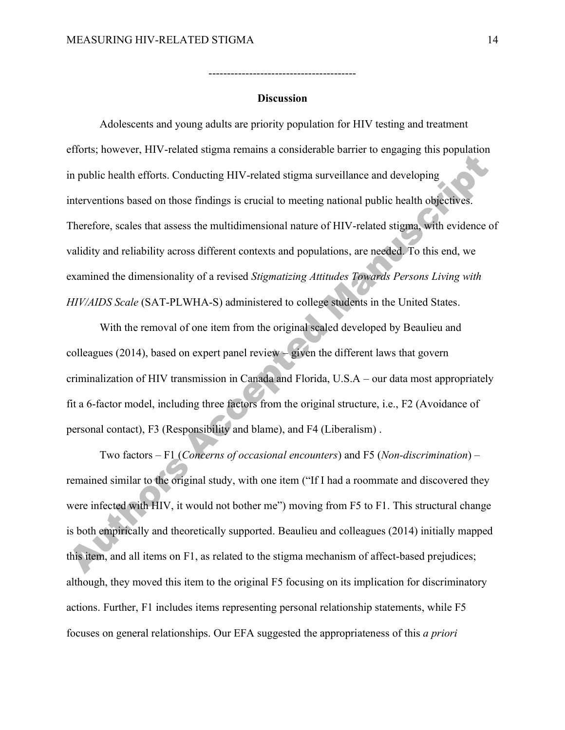---------------------------------------

## Discussion

Adolescents and young adults are priority population for HIV testing and treatment efforts; however, HIV-related stigma remains a considerable barrier to engaging this population in public health efforts. Conducting HIV-related stigma surveillance and developing interventions based on those findings is crucial to meeting national public health objectives. Therefore, scales that assess the multidimensional nature of HIV-related stigma, with evidence of validity and reliability across different contexts and populations, are needed. To this end, we examined the dimensionality of a revised *Stigmatizing Attitudes Towards Persons Living with HIV/AIDS Scale* (SAT-PLWHA-S) administered to college students in the United States.

With the removal of one item from the original scaled developed by Beaulieu and colleagues (2014), based on expert panel review – given the different laws that govern criminalization of HIV transmission in Canada and Florida, U.S.A – our data most appropriately fit a 6-factor model, including three factors from the original structure, i.e., F2 (Avoidance of personal contact), F3 (Responsibility and blame), and F4 (Liberalism) .

Two factors – F1 (*Concerns of occasional encounters*) and F5 (*Non-discrimination*) – remained similar to the original study, with one item ("If I had a roommate and discovered they were infected with HIV, it would not bother me") moving from F5 to F1. This structural change is both empirically and theoretically supported. Beaulieu and colleagues (2014) initially mapped this item, and all items on F1, as related to the stigma mechanism of affect-based prejudices; although, they moved this item to the original F5 focusing on its implication for discriminatory actions. Further, F1 includes items representing personal relationship statements, while F5 focuses on general relationships. Our EFA suggested the appropriateness of this *a priori*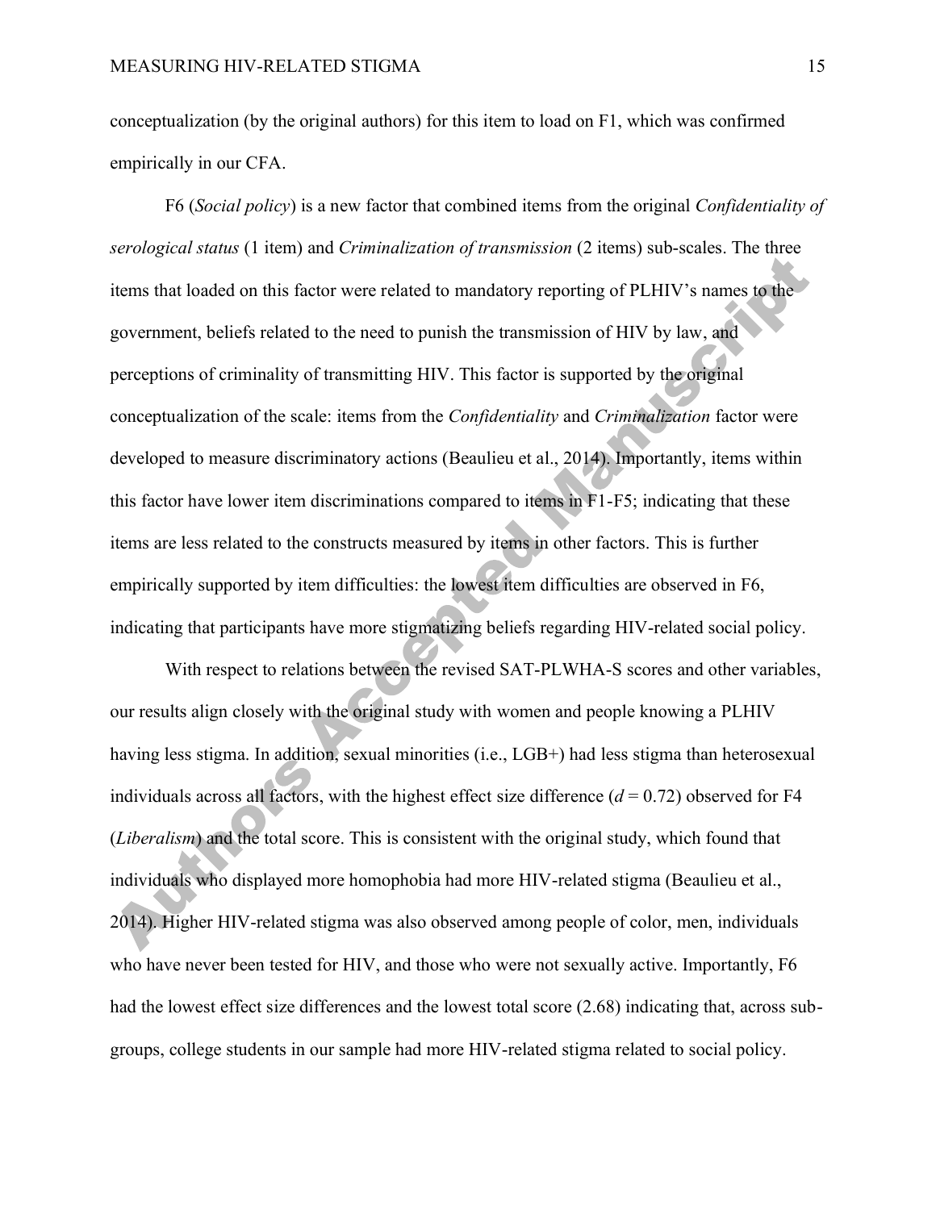conceptualization (by the original authors) for this item to load on F1, which was confirmed empirically in our CFA.

F6 (*Social policy*) is a new factor that combined items from the original *Confidentiality of serological status* (1 item) and *Criminalization of transmission* (2 items) sub-scales. The three items that loaded on this factor were related to mandatory reporting of PLHIV's names to the government, beliefs related to the need to punish the transmission of HIV by law, and perceptions of criminality of transmitting HIV. This factor is supported by the original conceptualization of the scale: items from the *Confidentiality* and *Criminalization* factor were developed to measure discriminatory actions (Beaulieu et al., 2014). Importantly, items within this factor have lower item discriminations compared to items in F1-F5; indicating that these items are less related to the constructs measured by items in other factors. This is further empirically supported by item difficulties: the lowest item difficulties are observed in F6, indicating that participants have more stigmatizing beliefs regarding HIV-related social policy.

With respect to relations between the revised SAT-PLWHA-S scores and other variables, our results align closely with the original study with women and people knowing a PLHIV having less stigma. In addition, sexual minorities (i.e., LGB+) had less stigma than heterosexual individuals across all factors, with the highest effect size difference ($d$ = 0.72) observed for F4 (*Liberalism*) and the total score. This is consistent with the original study, which found that individuals who displayed more homophobia had more HIV-related stigma (Beaulieu et al., 2014). Higher HIV-related stigma was also observed among people of color, men, individuals who have never been tested for HIV, and those who were not sexually active. Importantly, F6 had the lowest effect size differences and the lowest total score (2.68) indicating that, across sub-groups, college students in our sample had more HIV-related stigma related to social policy.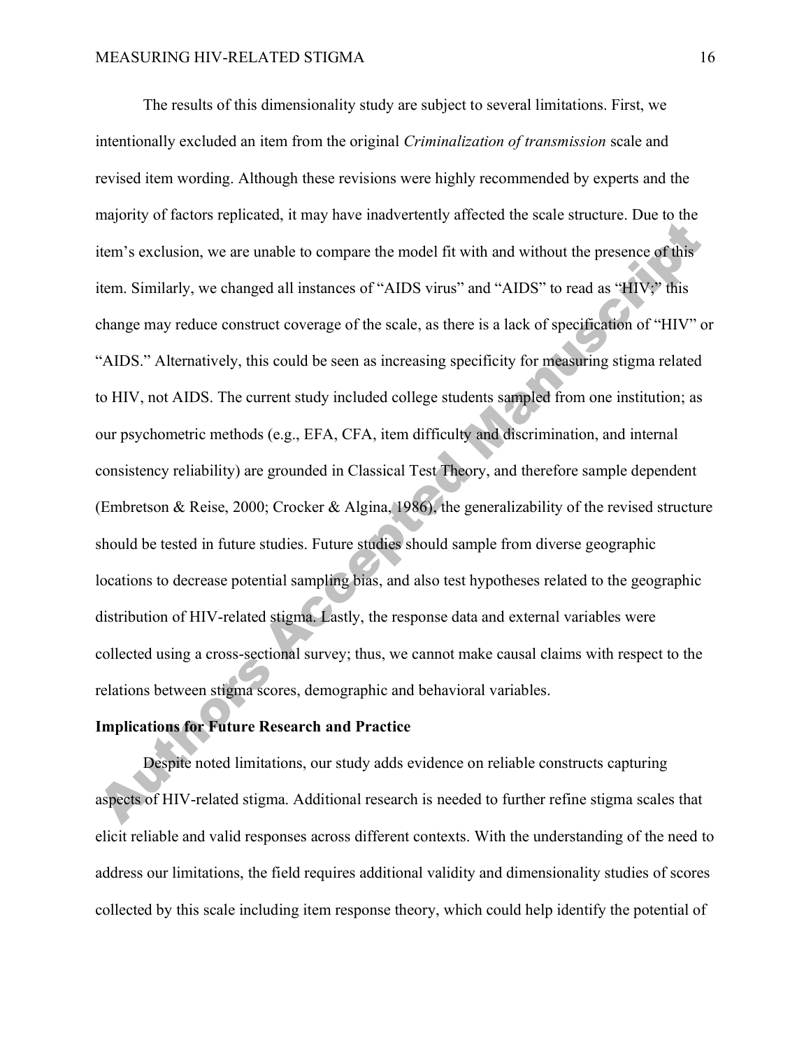The results of this dimensionality study are subject to several limitations. First, we intentionally excluded an item from the original *Criminalization of transmission* scale and revised item wording. Although these revisions were highly recommended by experts and the majority of factors replicated, it may have inadvertently affected the scale structure. Due to the item's exclusion, we are unable to compare the model fit with and without the presence of this item. Similarly, we changed all instances of "AIDS virus" and "AIDS" to read as "HIV;" this change may reduce construct coverage of the scale, as there is a lack of specification of "HIV" or "AIDS." Alternatively, this could be seen as increasing specificity for measuring stigma related to HIV, not AIDS. The current study included college students sampled from one institution; as our psychometric methods (e.g., EFA, CFA, item difficulty and discrimination, and internal consistency reliability) are grounded in Classical Test Theory, and therefore sample dependent (Embretson & Reise, 2000; Crocker & Algina, 1986), the generalizability of the revised structure should be tested in future studies. Future studies should sample from diverse geographic locations to decrease potential sampling bias, and also test hypotheses related to the geographic distribution of HIV-related stigma. Lastly, the response data and external variables were collected using a cross-sectional survey; thus, we cannot make causal claims with respect to the relations between stigma scores, demographic and behavioral variables.

## Implications for Future Research and Practice

Despite noted limitations, our study adds evidence on reliable constructs capturing aspects of HIV-related stigma. Additional research is needed to further refine stigma scales that elicit reliable and valid responses across different contexts. With the understanding of the need to address our limitations, the field requires additional validity and dimensionality studies of scores collected by this scale including item response theory, which could help identify the potential of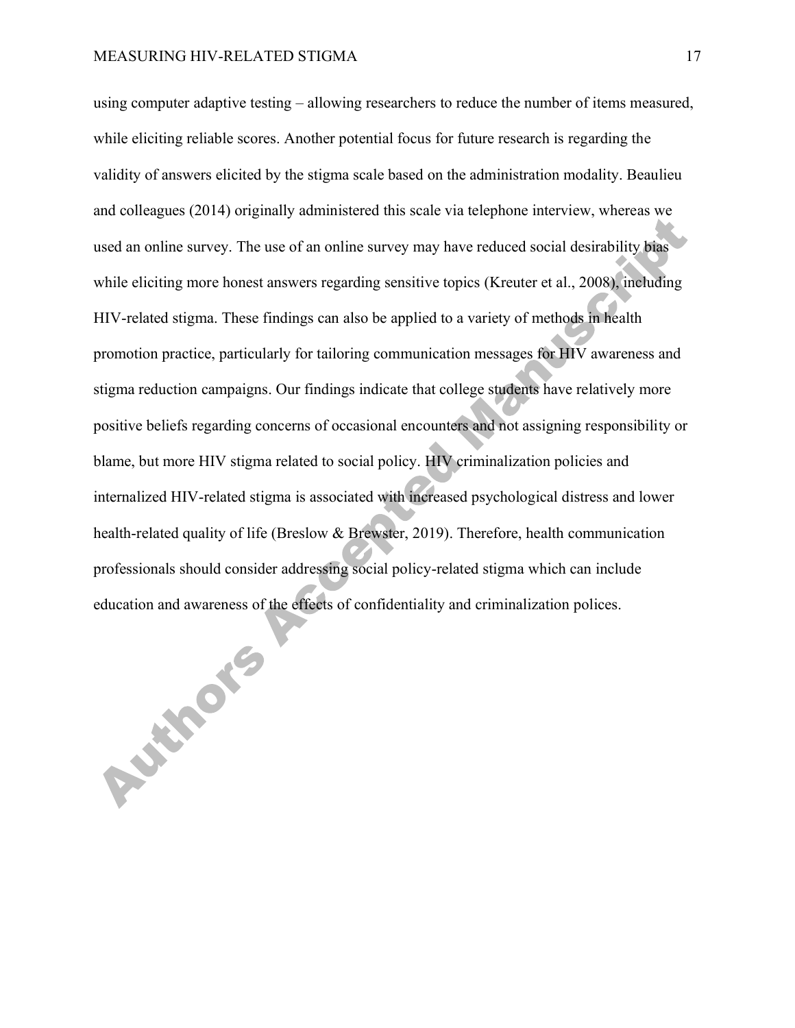using computer adaptive testing – allowing researchers to reduce the number of items measured, while eliciting reliable scores. Another potential focus for future research is regarding the validity of answers elicited by the stigma scale based on the administration modality. Beaulieu and colleagues (2014) originally administered this scale via telephone interview, whereas we used an online survey. The use of an online survey may have reduced social desirability bias while eliciting more honest answers regarding sensitive topics (Kreuter et al., 2008), including HIV-related stigma. These findings can also be applied to a variety of methods in health promotion practice, particularly for tailoring communication messages for HIV awareness and stigma reduction campaigns. Our findings indicate that college students have relatively more positive beliefs regarding concerns of occasional encounters and not assigning responsibility or blame, but more HIV stigma related to social policy. HIV criminalization policies and internalized HIV-related stigma is associated with increased psychological distress and lower health-related quality of life (Breslow & Brewster, 2019). Therefore, health communication professionals should consider addressing social policy-related stigma which can include education and awareness of the effects of confidentiality and criminalization polices.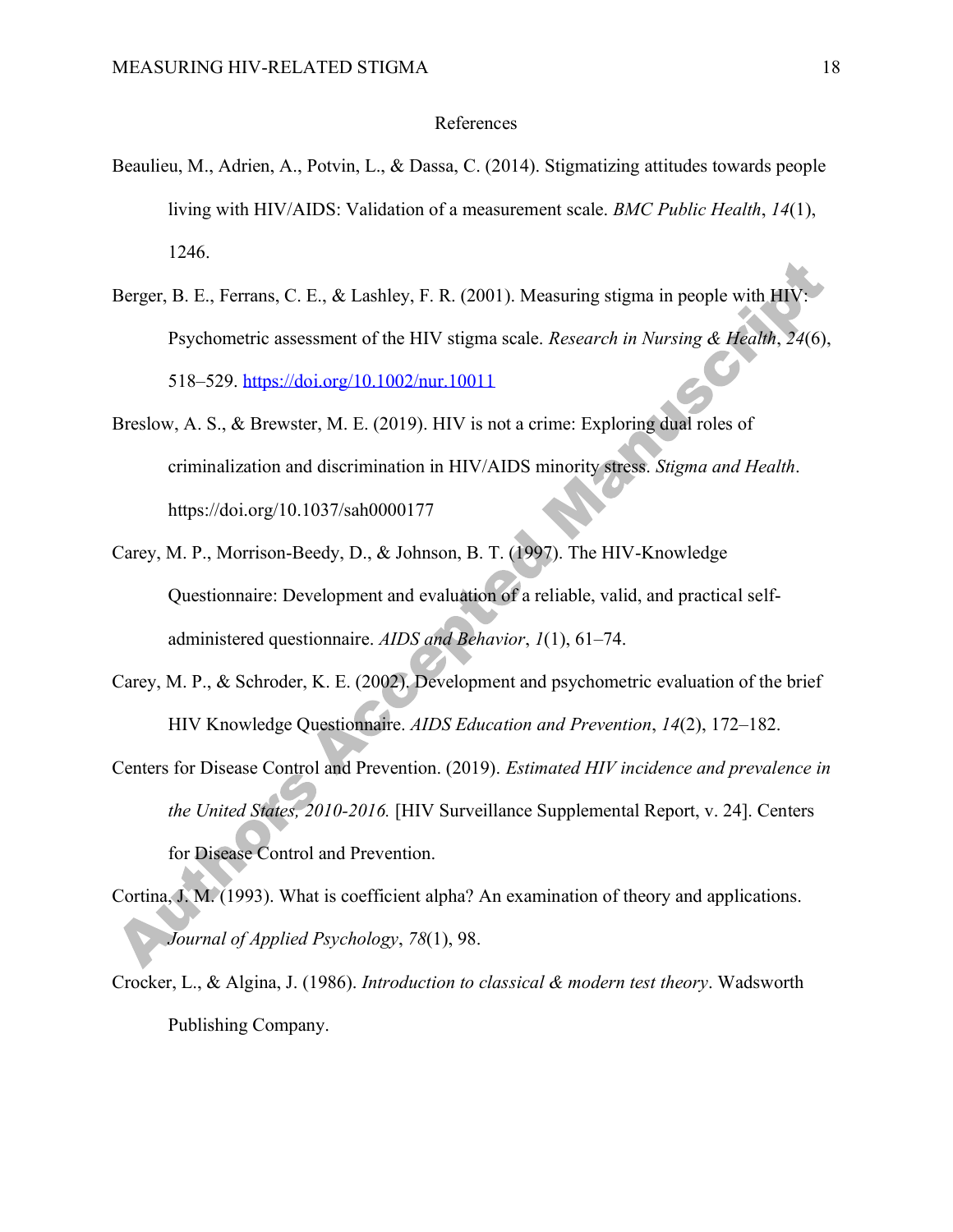## References

Beaulieu, M., Adrien, A., Potvin, L., & Dassa, C. (2014). Stigmatizing attitudes towards people living with HIV/AIDS: Validation of a measurement scale. *BMC Public Health*, *14*(1), 1246.

Berger, B. E., Ferrans, C. E., & Lashley, F. R. (2001). Measuring stigma in people with HIV: Psychometric assessment of the HIV stigma scale. *Research in Nursing & Health*, *24*(6), 518–529. https://doi.org/10.1002/nur.10011

Breslow, A. S., & Brewster, M. E. (2019). HIV is not a crime: Exploring dual roles of criminalization and discrimination in HIV/AIDS minority stress. *Stigma and Health*. https://doi.org/10.1037/sah0000177

Carey, M. P., Morrison-Beedy, D., & Johnson, B. T. (1997). The HIV-Knowledge Questionnaire: Development and evaluation of a reliable, valid, and practical self-administered questionnaire. *AIDS and Behavior*, *1*(1), 61–74.

Carey, M. P., & Schroder, K. E. (2002). Development and psychometric evaluation of the brief HIV Knowledge Questionnaire. *AIDS Education and Prevention*, *14*(2), 172–182.

Centers for Disease Control and Prevention. (2019). *Estimated HIV incidence and prevalence in the United States, 2010-2016.* [HIV Surveillance Supplemental Report, v. 24]. Centers for Disease Control and Prevention.

Cortina, J. M. (1993). What is coefficient alpha? An examination of theory and applications. *Journal of Applied Psychology*, *78*(1), 98.

Crocker, L., & Algina, J. (1986). *Introduction to classical & modern test theory*. Wadsworth Publishing Company.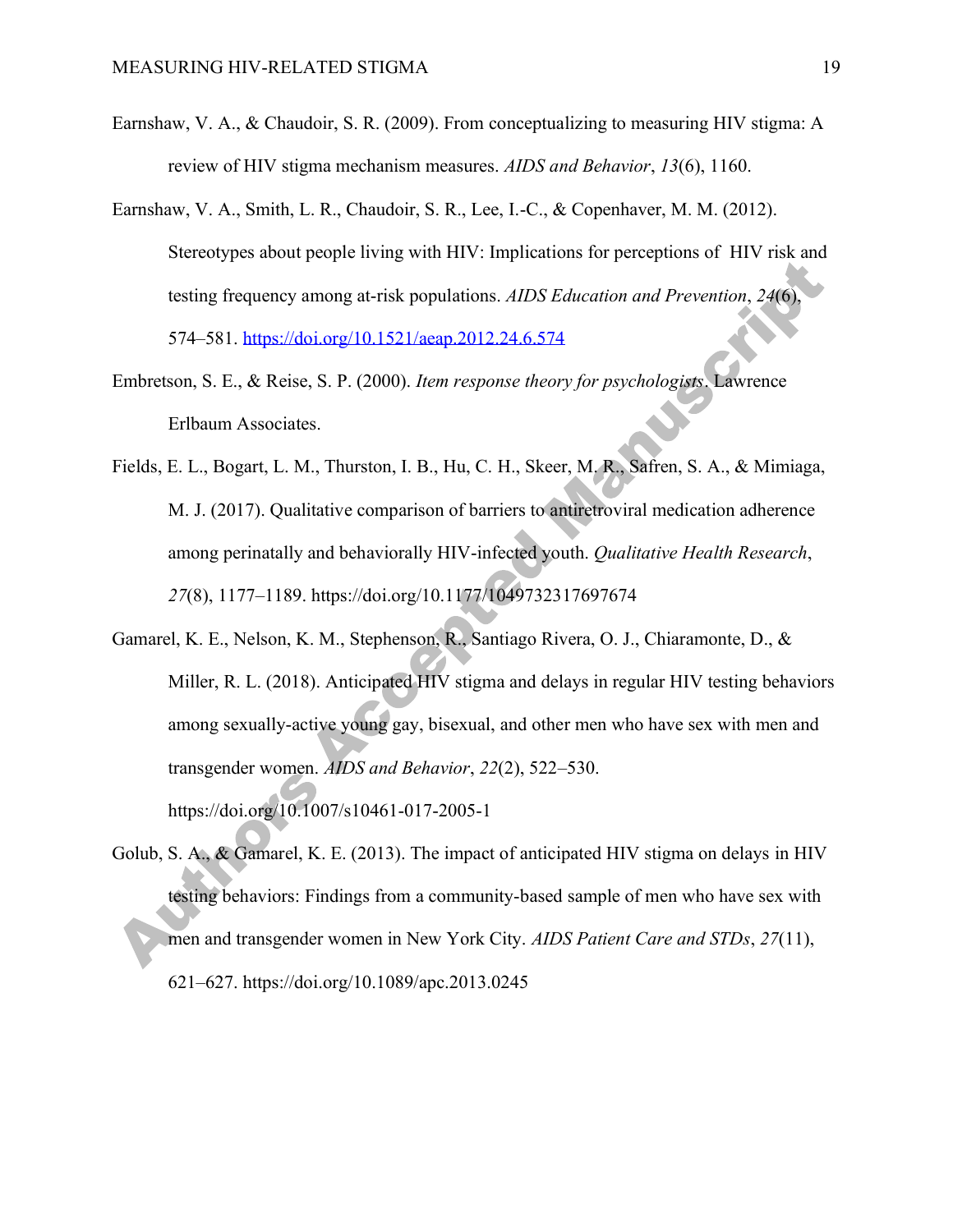Earnshaw, V. A., & Chaudoir, S. R. (2009). From conceptualizing to measuring HIV stigma: A review of HIV stigma mechanism measures. *AIDS and Behavior*, *13*(6), 1160.

Earnshaw, V. A., Smith, L. R., Chaudoir, S. R., Lee, I.-C., & Copenhaver, M. M. (2012). Stereotypes about people living with HIV: Implications for perceptions of HIV risk and testing frequency among at-risk populations. *AIDS Education and Prevention*, *24*(6), 574–581. https://doi.org/10.1521/aeap.2012.24.6.574

Embretson, S. E., & Reise, S. P. (2000). *Item response theory for psychologists*. Lawrence Erlbaum Associates.

Fields, E. L., Bogart, L. M., Thurston, I. B., Hu, C. H., Skeer, M. R., Safren, S. A., & Mimiaga, M. J. (2017). Qualitative comparison of barriers to antiretroviral medication adherence among perinatally and behaviorally HIV-infected youth. *Qualitative Health Research*, *27*(8), 1177–1189. https://doi.org/10.1177/1049732317697674

Gamarel, K. E., Nelson, K. M., Stephenson, R., Santiago Rivera, O. J., Chiaramonte, D., & Miller, R. L. (2018). Anticipated HIV stigma and delays in regular HIV testing behaviors among sexually-active young gay, bisexual, and other men who have sex with men and transgender women. *AIDS and Behavior*, *22*(2), 522–530. https://doi.org/10.1007/s10461-017-2005-1

Golub, S. A., & Gamarel, K. E. (2013). The impact of anticipated HIV stigma on delays in HIV testing behaviors: Findings from a community-based sample of men who have sex with men and transgender women in New York City. *AIDS Patient Care and STDs*, *27*(11), 621–627. https://doi.org/10.1089/apc.2013.0245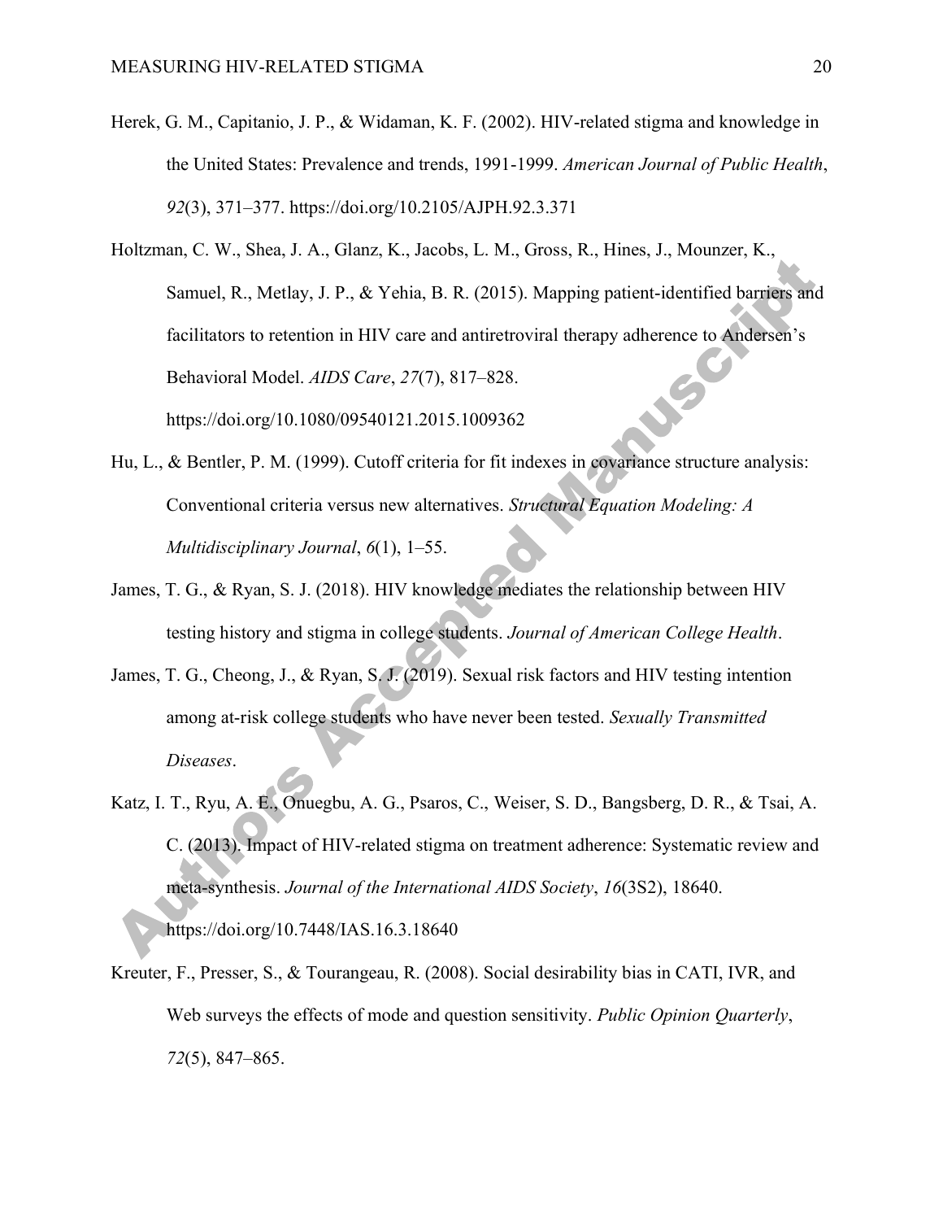Herek, G. M., Capitanio, J. P., & Widaman, K. F. (2002). HIV-related stigma and knowledge in the United States: Prevalence and trends, 1991-1999. *American Journal of Public Health*, *92*(3), 371–377. https://doi.org/10.2105/AJPH.92.3.371

Holtzman, C. W., Shea, J. A., Glanz, K., Jacobs, L. M., Gross, R., Hines, J., Mounzer, K., Samuel, R., Metlay, J. P., & Yehia, B. R. (2015). Mapping patient-identified barriers and facilitators to retention in HIV care and antiretroviral therapy adherence to Andersen's Behavioral Model. *AIDS Care*, *27*(7), 817–828. https://doi.org/10.1080/09540121.2015.1009362

Hu, L., & Bentler, P. M. (1999). Cutoff criteria for fit indexes in covariance structure analysis: Conventional criteria versus new alternatives. *Structural Equation Modeling: A Multidisciplinary Journal*, *6*(1), 1–55.

James, T. G., & Ryan, S. J. (2018). HIV knowledge mediates the relationship between HIV testing history and stigma in college students. *Journal of American College Health*.

James, T. G., Cheong, J., & Ryan, S. J. (2019). Sexual risk factors and HIV testing intention among at-risk college students who have never been tested. *Sexually Transmitted Diseases*.

Katz, I. T., Ryu, A. E., Onuegbu, A. G., Psaros, C., Weiser, S. D., Bangsberg, D. R., & Tsai, A. C. (2013). Impact of HIV-related stigma on treatment adherence: Systematic review and meta-synthesis. *Journal of the International AIDS Society*, *16*(3S2), 18640. https://doi.org/10.7448/IAS.16.3.18640

Kreuter, F., Presser, S., & Tourangeau, R. (2008). Social desirability bias in CATI, IVR, and Web surveys the effects of mode and question sensitivity. *Public Opinion Quarterly*, *72*(5), 847–865.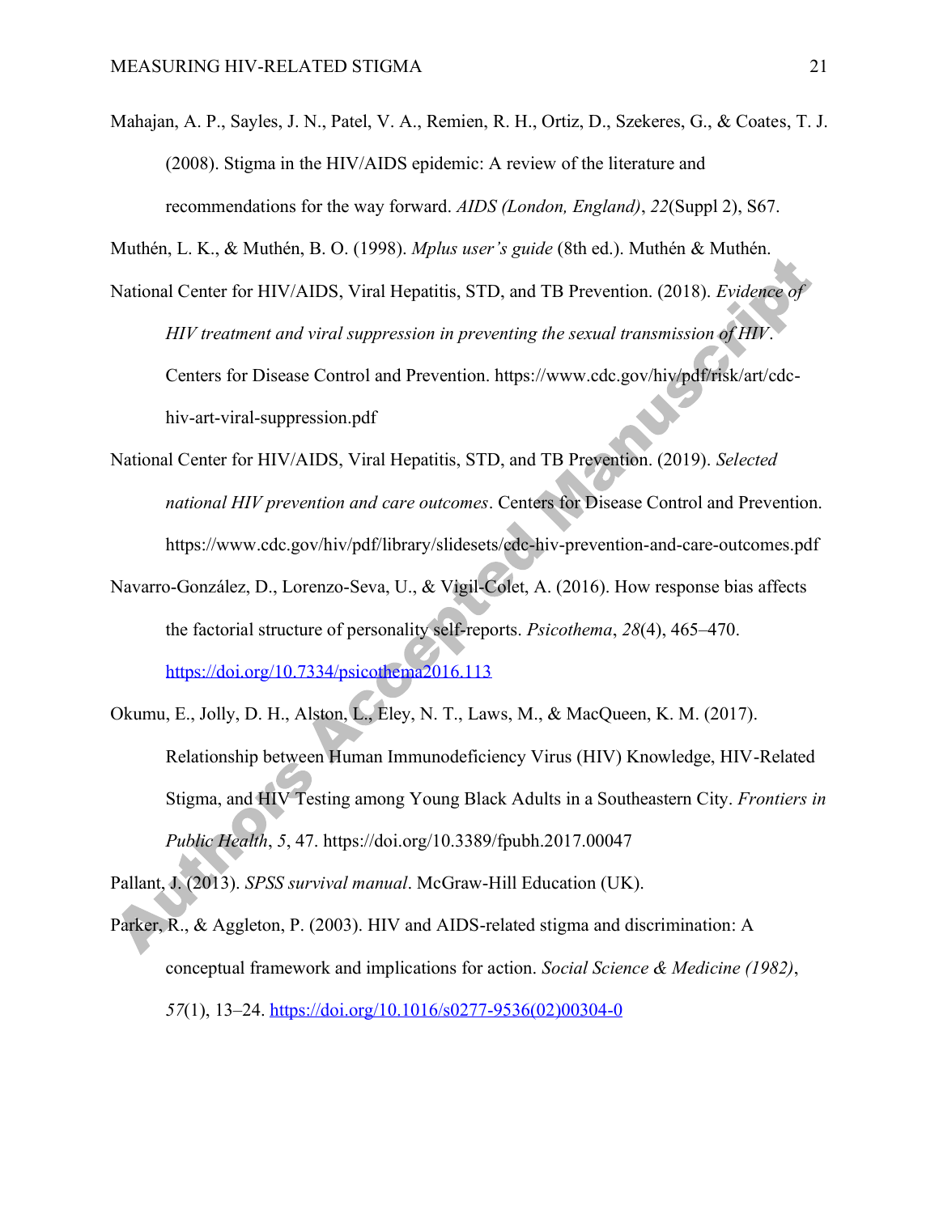Mahajan, A. P., Sayles, J. N., Patel, V. A., Remien, R. H., Ortiz, D., Szekeres, G., & Coates, T. J. (2008). Stigma in the HIV/AIDS epidemic: A review of the literature and recommendations for the way forward. *AIDS (London, England)*, *22*(Suppl 2), S67.

Muthén, L. K., & Muthén, B. O. (1998). *Mplus user's guide* (8th ed.). Muthén & Muthén.

National Center for HIV/AIDS, Viral Hepatitis, STD, and TB Prevention. (2018). *Evidence of HIV treatment and viral suppression in preventing the sexual transmission of HIV*. Centers for Disease Control and Prevention. https://www.cdc.gov/hiv/pdf/risk/art/cdc-hiv-art-viral-suppression.pdf

National Center for HIV/AIDS, Viral Hepatitis, STD, and TB Prevention. (2019). *Selected national HIV prevention and care outcomes*. Centers for Disease Control and Prevention. https://www.cdc.gov/hiv/pdf/library/slidesets/cdc-hiv-prevention-and-care-outcomes.pdf

Navarro-González, D., Lorenzo-Seva, U., & Vigil-Colet, A. (2016). How response bias affects the factorial structure of personality self-reports. *Psicothema*, *28*(4), 465–470. https://doi.org/10.7334/psicothema2016.113

Okumu, E., Jolly, D. H., Alston, L., Eley, N. T., Laws, M., & MacQueen, K. M. (2017). Relationship between Human Immunodeficiency Virus (HIV) Knowledge, HIV-Related Stigma, and HIV Testing among Young Black Adults in a Southeastern City. *Frontiers in Public Health*, *5*, 47. https://doi.org/10.3389/fpubh.2017.00047

Pallant, J. (2013). *SPSS survival manual*. McGraw-Hill Education (UK).

Parker, R., & Aggleton, P. (2003). HIV and AIDS-related stigma and discrimination: A conceptual framework and implications for action. *Social Science & Medicine (1982)*, *57*(1), 13–24. https://doi.org/10.1016/s0277-9536(02)00304-0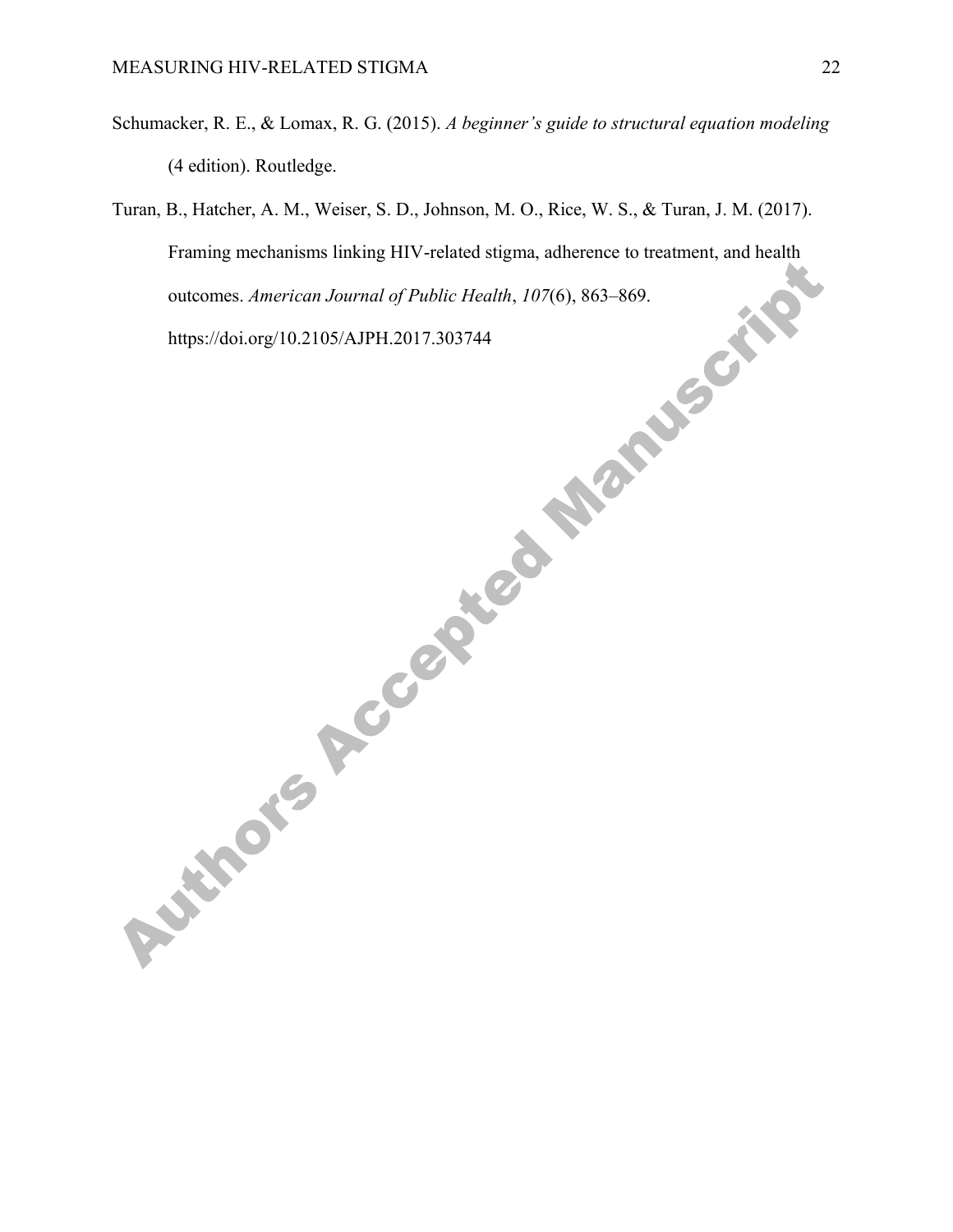Schumacker, R. E., & Lomax, R. G. (2015). *A beginner's guide to structural equation modeling* (4 edition). Routledge.

Turan, B., Hatcher, A. M., Weiser, S. D., Johnson, M. O., Rice, W. S., & Turan, J. M. (2017). Framing mechanisms linking HIV-related stigma, adherence to treatment, and health outcomes. *American Journal of Public Health*, *107*(6), 863–869. https://doi.org/10.2105/AJPH.2017.303744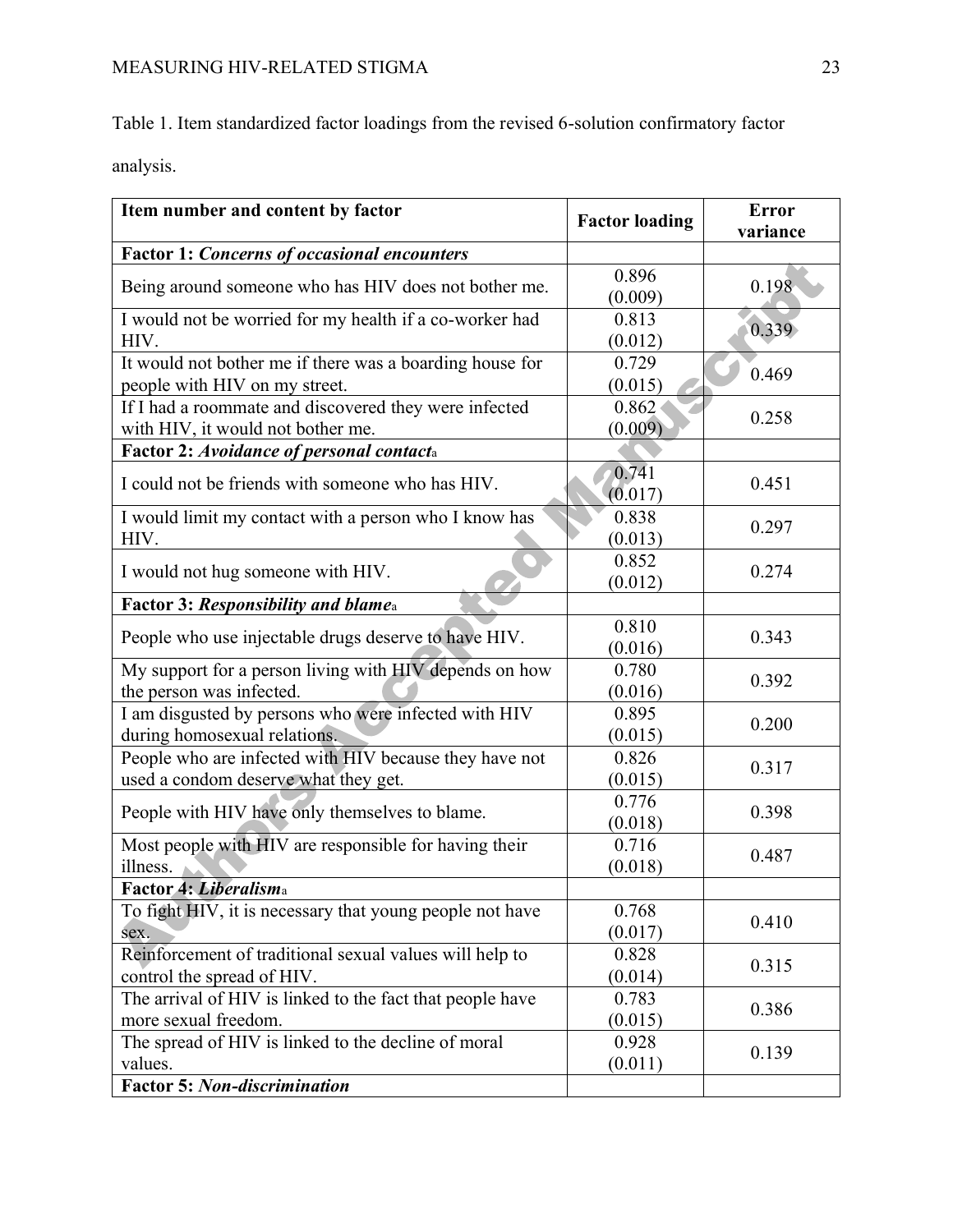Table 1. Item standardized factor loadings from the revised 6-solution confirmatory factor analysis.

| Item number and content by factor | Factor loading | Error variance |
|---|---|---|
| **Factor 1:** ***Concerns of occasional encounters*** | | |
| Being around someone who has HIV does not bother me. | 0.896 (0.009) | 0.198 |
| I would not be worried for my health if a co-worker had HIV. | 0.813 (0.012) | 0.339 |
| It would not bother me if there was a boarding house for people with HIV on my street. | 0.729 (0.015) | 0.469 |
| If I had a roommate and discovered they were infected with HIV, it would not bother me. | 0.862 (0.009) | 0.258 |
| **Factor 2:** ***Avoidance of personal contact***[a] | | |
| I could not be friends with someone who has HIV. | 0.741 (0.017) | 0.451 |
| I would limit my contact with a person who I know has HIV. | 0.838 (0.013) | 0.297 |
| I would not hug someone with HIV. | 0.852 (0.012) | 0.274 |
| **Factor 3:** ***Responsibility and blame***[a] | | |
| People who use injectable drugs deserve to have HIV. | 0.810 (0.016) | 0.343 |
| My support for a person living with HIV depends on how the person was infected. | 0.780 (0.016) | 0.392 |
| I am disgusted by persons who were infected with HIV during homosexual relations. | 0.895 (0.015) | 0.200 |
| People who are infected with HIV because they have not used a condom deserve what they get. | 0.826 (0.015) | 0.317 |
| People with HIV have only themselves to blame. | 0.776 (0.018) | 0.398 |
| Most people with HIV are responsible for having their illness. | 0.716 (0.018) | 0.487 |
| **Factor 4:** ***Liberalism***[a] | | |
| To fight HIV, it is necessary that young people not have sex. | 0.768 (0.017) | 0.410 |
| Reinforcement of traditional sexual values will help to control the spread of HIV. | 0.828 (0.014) | 0.315 |
| The arrival of HIV is linked to the fact that people have more sexual freedom. | 0.783 (0.015) | 0.386 |
| The spread of HIV is linked to the decline of moral values. | 0.928 (0.011) | 0.139 |
| **Factor 5:** ***Non-discrimination*** | | |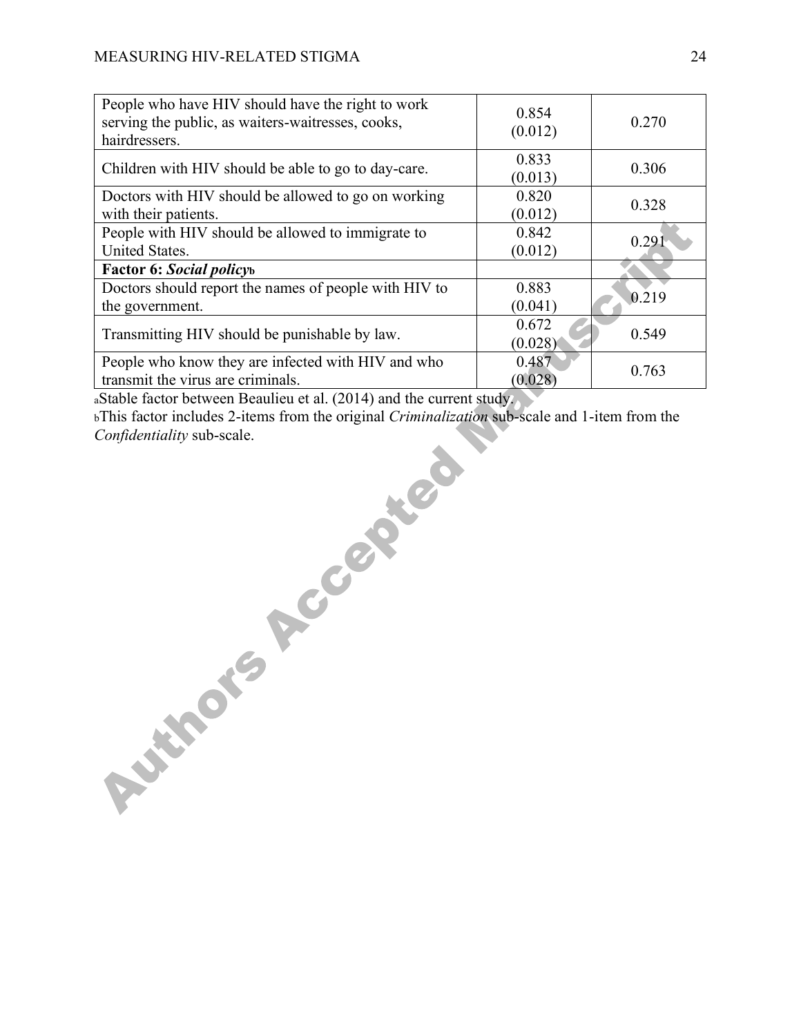| | | |
|---|---|---|
| People who have HIV should have the right to work serving the public, as waiters-waitresses, cooks, hairdressers. | 0.854 (0.012) | 0.270 |
| Children with HIV should be able to go to day-care. | 0.833 (0.013) | 0.306 |
| Doctors with HIV should be allowed to go on working with their patients. | 0.820 (0.012) | 0.328 |
| People with HIV should be allowed to immigrate to United States. | 0.842 (0.012) | 0.291 |
| **Factor 6: *Social policy*[b]** | | |
| Doctors should report the names of people with HIV to the government. | 0.883 (0.041) | 0.219 |
| Transmitting HIV should be punishable by law. | 0.672 (0.028) | 0.549 |
| People who know they are infected with HIV and who transmit the virus are criminals. | 0.487 (0.028) | 0.763 |

[a]Stable factor between Beaulieu et al. (2014) and the current study.

[b]This factor includes 2-items from the original *Criminalization* sub-scale and 1-item from the *Confidentiality* sub-scale.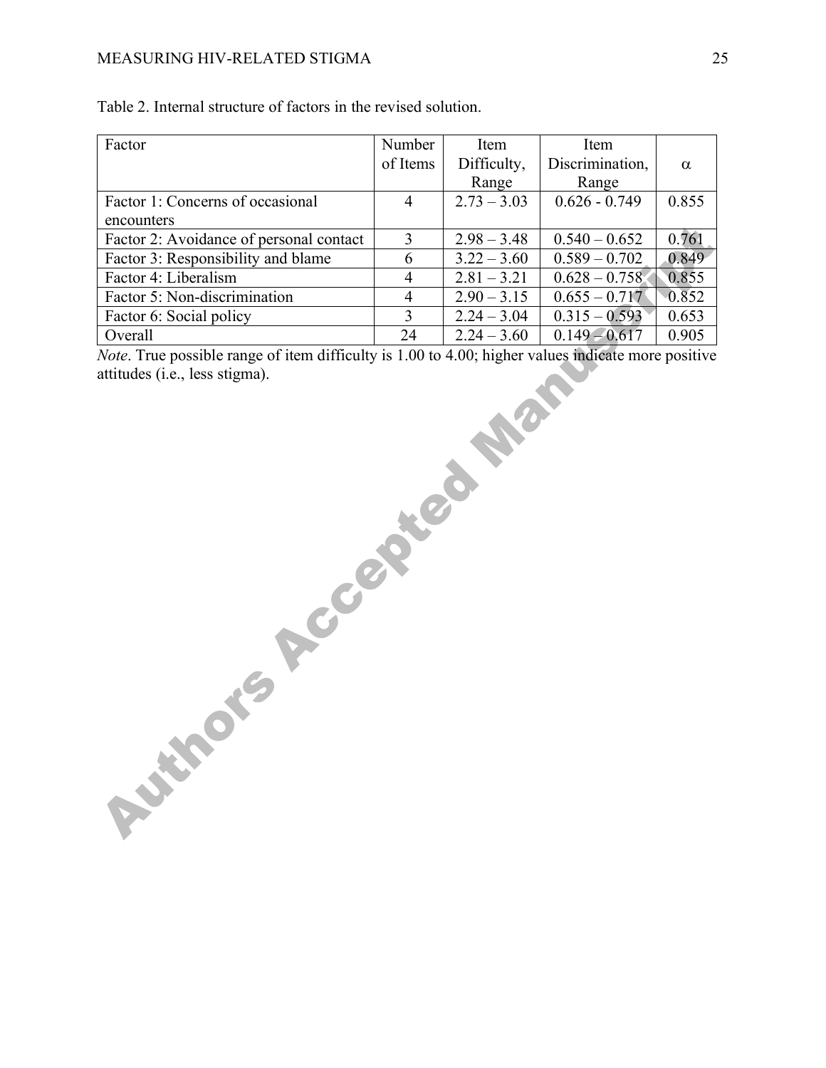Table 2. Internal structure of factors in the revised solution.

| Factor | Number of Items | Item Difficulty, Range | Item Discrimination, Range | α |
|---|---|---|---|---|
| Factor 1: Concerns of occasional encounters | 4 | 2.73 – 3.03 | 0.626 - 0.749 | 0.855 |
| Factor 2: Avoidance of personal contact | 3 | 2.98 – 3.48 | 0.540 – 0.652 | 0.761 |
| Factor 3: Responsibility and blame | 6 | 3.22 – 3.60 | 0.589 – 0.702 | 0.849 |
| Factor 4: Liberalism | 4 | 2.81 – 3.21 | 0.628 – 0.758 | 0.855 |
| Factor 5: Non-discrimination | 4 | 2.90 – 3.15 | 0.655 – 0.717 | 0.852 |
| Factor 6: Social policy | 3 | 2.24 – 3.04 | 0.315 – 0.593 | 0.653 |
| Overall | 24 | 2.24 – 3.60 | 0.149 – 0.617 | 0.905 |

*Note*. True possible range of item difficulty is 1.00 to 4.00; higher values indicate more positive attitudes (i.e., less stigma).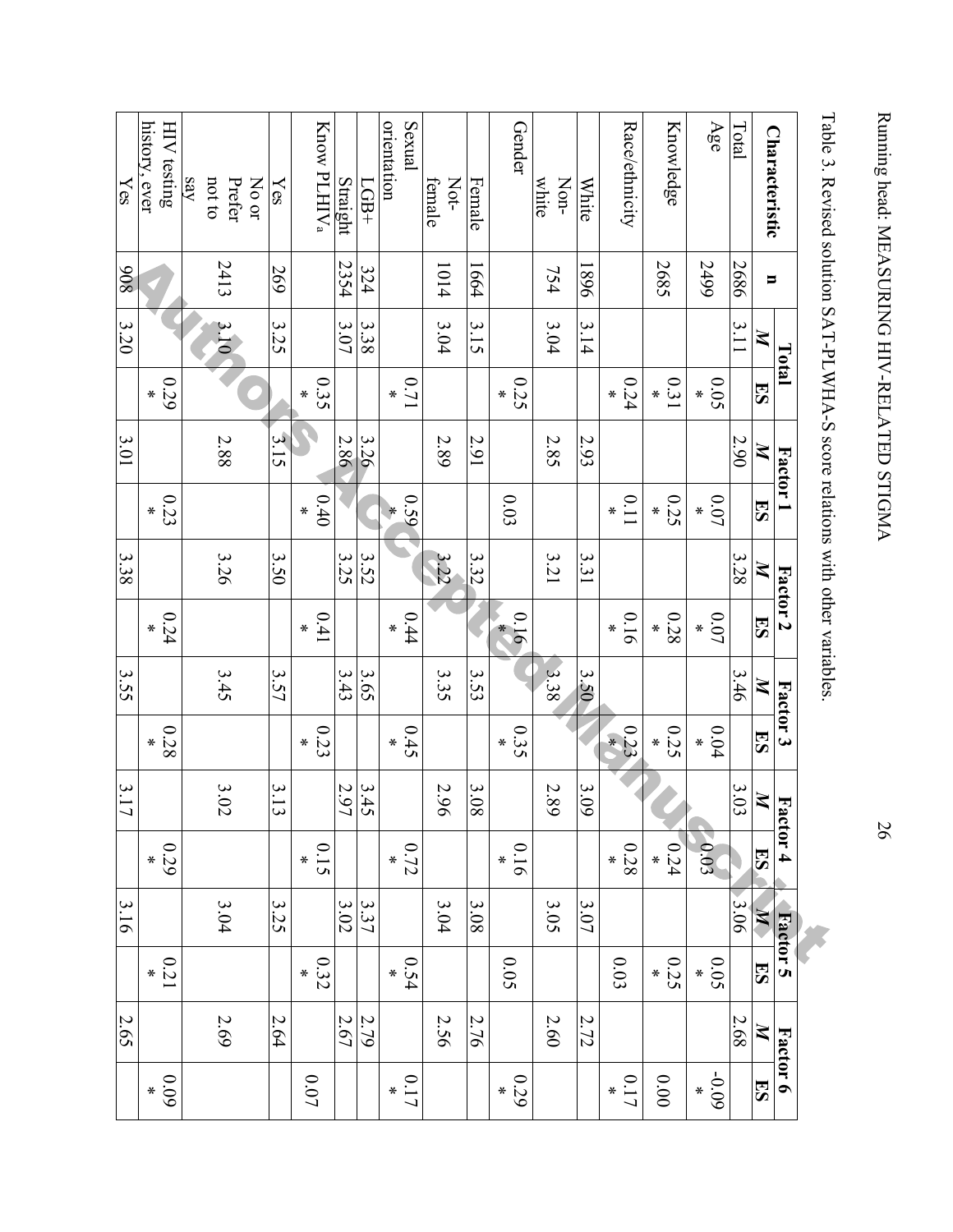Table 3. Revised solution SAT-PLWHA-S score relations with other variables.

| Characteristic | n | Total | | Factor 1 | | Factor 2 | | Factor 3 | | Factor 4 | | Factor 5 | | Factor 6 | |
|---|---|---|---|---|---|---|---|---|---|---|---|---|---|---|---|
| | | *M* | ES | *M* | ES | *M* | ES | *M* | ES | *M* | ES | *M* | ES | *M* | ES |
| Total | 2686 | 3.11 | | 2.90 | | 3.28 | | 3.46 | | 3.03 | | 3.06 | | 2.68 | |
| Age | 2499 | | 0.05 * | | 0.07 * | | 0.07 * | | 0.04 * | | 0.03 | | 0.05 * | | -0.09 * |
| Knowledge | 2685 | | 0.31 * | | 0.25 * | | 0.28 * | | 0.25 * | | 0.24 * | | 0.25 * | | 0.00 |
| Race/ethnicity | | | 0.24 * | | 0.11 * | | 0.16 * | | 0.23 * | | 0.28 * | | 0.03 | | 0.17 * |
| White | 1896 | 3.14 | | 2.93 | | 3.31 | | 3.50 | | 3.09 | | 3.07 | | 2.72 | |
| Non-white | 754 | 3.04 | | 2.85 | | 3.21 | | 3.38 | | 2.89 | | 3.05 | | 2.60 | |
| Gender | | | 0.25 * | | 0.03 | | 0.16 * | | 0.35 * | | 0.16 * | | 0.05 | | 0.29 * |
| Female | 1664 | 3.15 | | 2.91 | | 3.32 | | 3.53 | | 3.08 | | 3.08 | | 2.76 | |
| Not-female | 1014 | 3.04 | | 2.89 | | 3.22 | | 3.35 | | 2.96 | | 3.04 | | 2.56 | |
| Sexual orientation | | | 0.71 * | | 0.59 * | | 0.44 * | | 0.45 * | | 0.72 * | | 0.54 * | | 0.17 * |
| LGB+ | 324 | 3.38 | | 3.26 | | 3.52 | | 3.65 | | 3.45 | | 3.37 | | 2.79 | |
| Straight | 2354 | 3.07 | | 2.86 | | 3.25 | | 3.43 | | 2.97 | | 3.02 | | 2.67 | |
| Know PLHIV[a] | | | 0.35 * | | 0.40 * | | 0.41 * | | 0.23 * | | 0.15 * | | 0.32 * | | 0.07 |
| Yes | 269 | 3.25 | | 3.15 | | 3.50 | | 3.57 | | 3.13 | | 3.25 | | 2.64 | |
| No or Prefer not to say | 2413 | 3.10 | | 2.88 | | 3.26 | | 3.45 | | 3.02 | | 3.04 | | 2.69 | |
| HIV testing history, ever | | | 0.29 * | | 0.23 * | | 0.24 * | | 0.28 * | | 0.29 * | | 0.21 * | | 0.09 * |
| Yes | 908 | 3.20 | | 3.01 | | 3.38 | | 3.55 | | 3.17 | | 3.16 | | 2.65 | |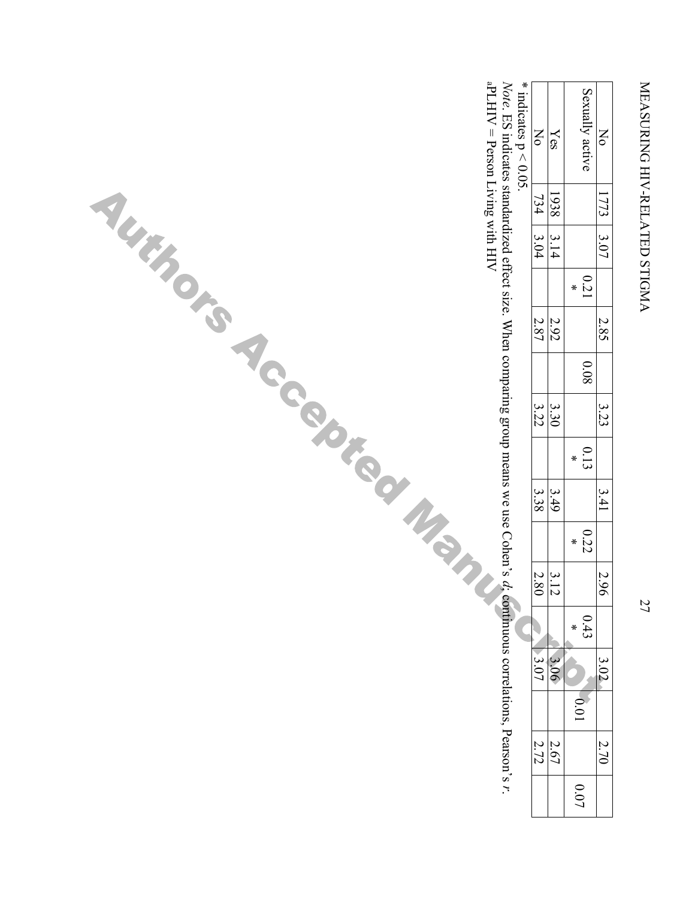| | | | | | | | | | | | | | |
|---|---|---|---|---|---|---|---|---|---|---|---|---|---|
| No | 1773 | 3.07 | | 2.85 | | 3.23 | | 3.41 | | 2.96 | | 3.02 | | 2.70 | |
| Sexually active | | | 0.21 * | | 0.08 | | 0.13 * | | 0.22 * | | 0.43 * | | 0.01 | | 0.07 |
| Yes | 1938 | 3.14 | | 2.92 | | 3.30 | | 3.49 | | 3.12 | | 3.06 | | 2.67 | |
| No | 734 | 3.04 | | 2.87 | | 3.22 | | 3.38 | | 2.80 | | 3.07 | | 2.72 | |

\* indicates $p < 0.05$.

*Note*. ES indicates standardized effect size. When comparing group means we use Cohen's *d*; continuous correlations, Pearson's *r*.

[a]PLHIV = Person Living with HIV